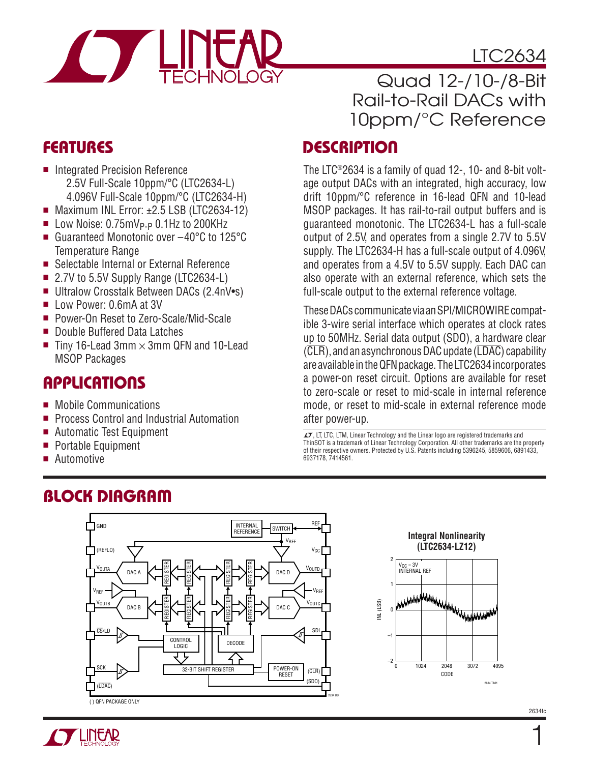# LTC2634

## Quad 12-/10-/8-Bit Rail-to-Rail DACs with 10ppm/°C Reference

## FEATURES

- Integrated Precision Reference
  - 2.5V Full-Scale 10ppm/°C (LTC2634-L)
  - 4.096V Full-Scale 10ppm/°C (LTC2634-H)
- Maximum INL Error: ±2.5 LSB (LTC2634-12)
- Low Noise: $0.75mV_{P-P}$ 0.1Hz to 200KHz
- Guaranteed Monotonic over –40°C to 125°C Temperature Range
- Selectable Internal or External Reference
- 2.7V to 5.5V Supply Range (LTC2634-L)
- Ultralow Crosstalk Between DACs (2.4nV•s)
- Low Power: 0.6mA at 3V
- Power-On Reset to Zero-Scale/Mid-Scale
- Double Buffered Data Latches
- Tiny 16-Lead 3mm × 3mm QFN and 10-Lead MSOP Packages

## APPLICATIONS

- Mobile Communications
- Process Control and Industrial Automation
- Automatic Test Equipment
- Portable Equipment
- Automotive

## DESCRIPTION

The LTC®2634 is a family of quad 12-, 10- and 8-bit voltage output DACs with an integrated, high accuracy, low drift 10ppm/°C reference in 16-lead QFN and 10-lead MSOP packages. It has rail-to-rail output buffers and is guaranteed monotonic. The LTC2634-L has a full-scale output of 2.5V, and operates from a single 2.7V to 5.5V supply. The LTC2634-H has a full-scale output of 4.096V, and operates from a 4.5V to 5.5V supply. Each DAC can also operate with an external reference, which sets the full-scale output to the external reference voltage.

These DACs communicate via an SPI/MICROWIRE compatible 3-wire serial interface which operates at clock rates up to 50MHz. Serial data output (SDO), a hardware clear (CLR), and an asynchronous DAC update (LDAC) capability are available in the QFN package. The LTC2634 incorporates a power-on reset circuit. Options are available for reset to zero-scale or reset to mid-scale in internal reference mode, or reset to mid-scale in external reference mode after power-up.

LT, LTC, LTM, Linear Technology and the Linear logo are registered trademarks and ThinSOT is a trademark of Linear Technology Corporation. All other trademarks are the property of their respective owners. Protected by U.S. Patents including 5396245, 5859606, 6891433, 6937178, 7414561.

## BLOCK DIAGRAM

GND, (REFLO), $V_{OUTA}$, $V_{REF}$, $V_{OUTB}$, CS/LD, SCK, (LDAC), INTERNAL REFERENCE, SWITCH, REF, $V_{CC}$, $V_{OUTD}$, $V_{OUTC}$, SDI, (CLR), (SDO), DAC A, DAC B, DAC C, DAC D, REGISTER, CONTROL LOGIC, DECODE, 32-BIT SHIFT REGISTER, POWER-ON RESET

( ) QFN PACKAGE ONLY

**Integral Nonlinearity (LTC2634-LZ12)**

$V_{CC}$ = 3V, INTERNAL REF; INL (LSB) vs CODE (0 to 4095)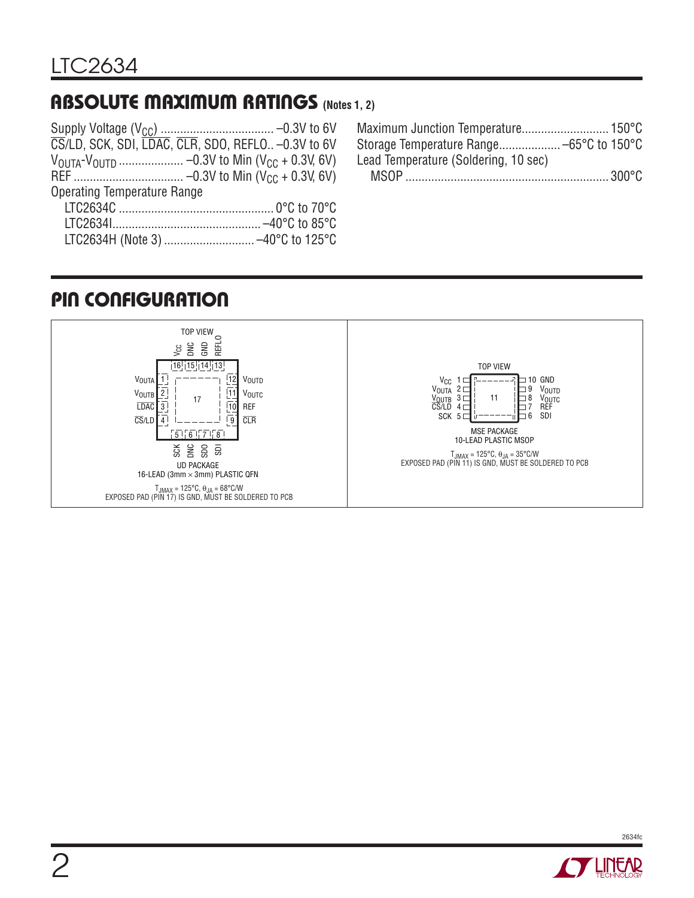## ABSOLUTE MAXIMUM RATINGS (Notes 1, 2)

Supply Voltage ($V_{CC}$) .................................. –0.3V to 6V
$\overline{CS}$/LD, SCK, SDI, $\overline{LDAC}$, $\overline{CLR}$, SDO, REFLO.. –0.3V to 6V
$V_{OUTA}$-$V_{OUTD}$ .................... –0.3V to Min ($V_{CC}$ + 0.3V, 6V)
REF .................................. –0.3V to Min ($V_{CC}$ + 0.3V, 6V)
Operating Temperature Range
  LTC2634C ............................................... 0°C to 70°C
  LTC2634I............................................. –40°C to 85°C
  LTC2634H (Note 3) ........................... –40°C to 125°C
Maximum Junction Temperature........................... 150°C
Storage Temperature Range................... –65°C to 150°C
Lead Temperature (Soldering, 10 sec)
  MSOP ............................................................. 300°C

## PIN CONFIGURATION

**UD PACKAGE — 16-LEAD (3mm × 3mm) PLASTIC QFN (TOP VIEW)**

| Pin | Name |
|---|---|
| 1 | $V_{OUTA}$ |
| 2 | $V_{OUTB}$ |
| 3 | $\overline{LDAC}$ |
| 4 | $\overline{CS}$/LD |
| 5 | SCK |
| 6 | DNC |
| 7 | SDO |
| 8 | SDI |
| 9 | $\overline{CLR}$ |
| 10 | REF |
| 11 | $V_{OUTC}$ |
| 12 | $V_{OUTD}$ |
| 13 | REFLO |
| 14 | GND |
| 15 | DNC |
| 16 | $V_{CC}$ |
| 17 | Exposed Pad (GND) |

$T_{JMAX}$ = 125°C, $\theta_{JA}$ = 68°C/W
EXPOSED PAD (PIN 17) IS GND, MUST BE SOLDERED TO PCB

**MSE PACKAGE — 10-LEAD PLASTIC MSOP (TOP VIEW)**

| Pin | Name |
|---|---|
| 1 | $V_{CC}$ |
| 2 | $V_{OUTA}$ |
| 3 | $V_{OUTB}$ |
| 4 | $\overline{CS}$/LD |
| 5 | SCK |
| 6 | SDI |
| 7 | REF |
| 8 | $V_{OUTC}$ |
| 9 | $V_{OUTD}$ |
| 10 | GND |
| 11 | Exposed Pad (GND) |

$T_{JMAX}$ = 125°C, $\theta_{JA}$ = 35°C/W
EXPOSED PAD (PIN 11) IS GND, MUST BE SOLDERED TO PCB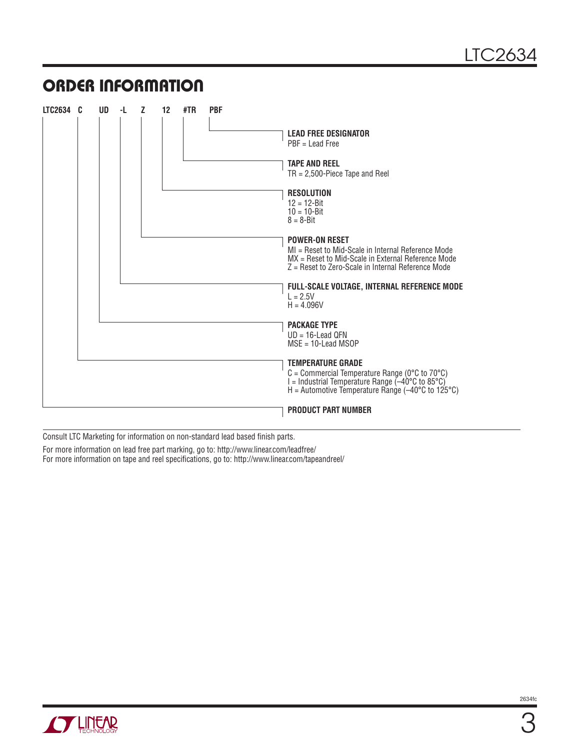## ORDER INFORMATION

**LTC2634 C UD -L Z 12 #TR PBF**

**LEAD FREE DESIGNATOR**
PBF = Lead Free

**TAPE AND REEL**
TR = 2,500-Piece Tape and Reel

**RESOLUTION**
12 = 12-Bit
10 = 10-Bit
8 = 8-Bit

**POWER-ON RESET**
MI = Reset to Mid-Scale in Internal Reference Mode
MX = Reset to Mid-Scale in External Reference Mode
Z = Reset to Zero-Scale in Internal Reference Mode

**FULL-SCALE VOLTAGE, INTERNAL REFERENCE MODE**
L = 2.5V
H = 4.096V

**PACKAGE TYPE**
UD = 16-Lead QFN
MSE = 10-Lead MSOP

**TEMPERATURE GRADE**
C = Commercial Temperature Range (0°C to 70°C)
I = Industrial Temperature Range (–40°C to 85°C)
H = Automotive Temperature Range (–40°C to 125°C)

**PRODUCT PART NUMBER**

Consult LTC Marketing for information on non-standard lead based finish parts.

For more information on lead free part marking, go to: http://www.linear.com/leadfree/
For more information on tape and reel specifications, go to: http://www.linear.com/tapeandreel/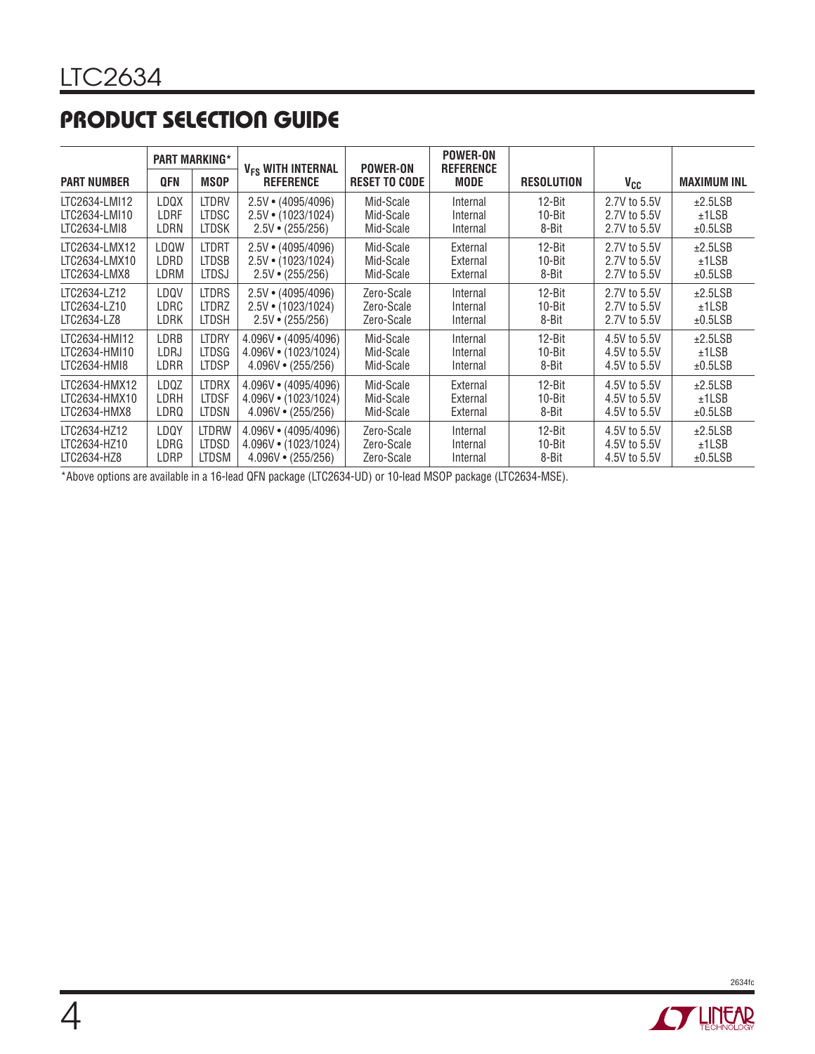## PRODUCT SELECTION GUIDE

| PART NUMBER | PART MARKING* QFN | PART MARKING* MSOP | $V_{FS}$ WITH INTERNAL REFERENCE | POWER-ON RESET TO CODE | POWER-ON REFERENCE MODE | RESOLUTION | $V_{CC}$ | MAXIMUM INL |
|---|---|---|---|---|---|---|---|---|
| LTC2634-LMI12 | LDQX | LTDRV | 2.5V • (4095/4096) | Mid-Scale | Internal | 12-Bit | 2.7V to 5.5V | ±2.5LSB |
| LTC2634-LMI10 | LDRF | LTDSC | 2.5V • (1023/1024) | Mid-Scale | Internal | 10-Bit | 2.7V to 5.5V | ±1LSB |
| LTC2634-LMI8 | LDRN | LTDSK | 2.5V • (255/256) | Mid-Scale | Internal | 8-Bit | 2.7V to 5.5V | ±0.5LSB |
| LTC2634-LMX12 | LDQW | LTDRT | 2.5V • (4095/4096) | Mid-Scale | External | 12-Bit | 2.7V to 5.5V | ±2.5LSB |
| LTC2634-LMX10 | LDRD | LTDSB | 2.5V • (1023/1024) | Mid-Scale | External | 10-Bit | 2.7V to 5.5V | ±1LSB |
| LTC2634-LMX8 | LDRM | LTDSJ | 2.5V • (255/256) | Mid-Scale | External | 8-Bit | 2.7V to 5.5V | ±0.5LSB |
| LTC2634-LZ12 | LDQV | LTDRS | 2.5V • (4095/4096) | Zero-Scale | Internal | 12-Bit | 2.7V to 5.5V | ±2.5LSB |
| LTC2634-LZ10 | LDRC | LTDRZ | 2.5V • (1023/1024) | Zero-Scale | Internal | 10-Bit | 2.7V to 5.5V | ±1LSB |
| LTC2634-LZ8 | LDRK | LTDSH | 2.5V • (255/256) | Zero-Scale | Internal | 8-Bit | 2.7V to 5.5V | ±0.5LSB |
| LTC2634-HMI12 | LDRB | LTDRY | 4.096V • (4095/4096) | Mid-Scale | Internal | 12-Bit | 4.5V to 5.5V | ±2.5LSB |
| LTC2634-HMI10 | LDRJ | LTDSG | 4.096V • (1023/1024) | Mid-Scale | Internal | 10-Bit | 4.5V to 5.5V | ±1LSB |
| LTC2634-HMI8 | LDRR | LTDSP | 4.096V • (255/256) | Mid-Scale | Internal | 8-Bit | 4.5V to 5.5V | ±0.5LSB |
| LTC2634-HMX12 | LDQZ | LTDRX | 4.096V • (4095/4096) | Mid-Scale | External | 12-Bit | 4.5V to 5.5V | ±2.5LSB |
| LTC2634-HMX10 | LDRH | LTDSF | 4.096V • (1023/1024) | Mid-Scale | External | 10-Bit | 4.5V to 5.5V | ±1LSB |
| LTC2634-HMX8 | LDRQ | LTDSN | 4.096V • (255/256) | Mid-Scale | External | 8-Bit | 4.5V to 5.5V | ±0.5LSB |
| LTC2634-HZ12 | LDQY | LTDRW | 4.096V • (4095/4096) | Zero-Scale | Internal | 12-Bit | 4.5V to 5.5V | ±2.5LSB |
| LTC2634-HZ10 | LDRG | LTDSD | 4.096V • (1023/1024) | Zero-Scale | Internal | 10-Bit | 4.5V to 5.5V | ±1LSB |
| LTC2634-HZ8 | LDRP | LTDSM | 4.096V • (255/256) | Zero-Scale | Internal | 8-Bit | 4.5V to 5.5V | ±0.5LSB |

*Above options are available in a 16-lead QFN package (LTC2634-UD) or 10-lead MSOP package (LTC2634-MSE).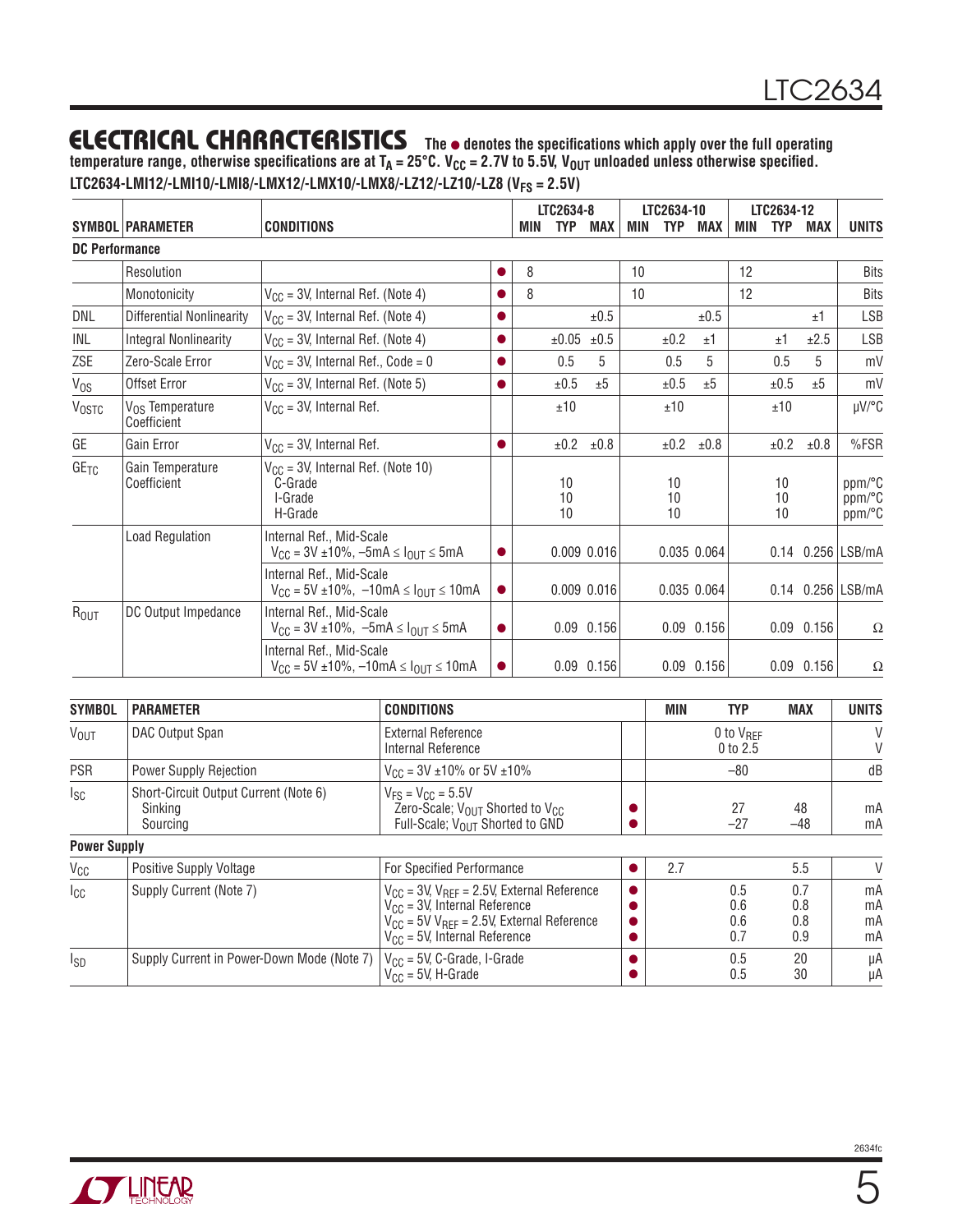## ELECTRICAL CHARACTERISTICS

The ● denotes the specifications which apply over the full operating temperature range, otherwise specifications are at $T_A = 25°C$. $V_{CC} = 2.7V$ to $5.5V$, $V_{OUT}$ unloaded unless otherwise specified.

**LTC2634-LMI12/-LMI10/-LMI8/-LMX12/-LMX10/-LMX8/-LZ12/-LZ10/-LZ8 ($V_{FS} = 2.5V$)**

| SYMBOL | PARAMETER | CONDITIONS | | LTC2634-8 MIN | TYP | MAX | LTC2634-10 MIN | TYP | MAX | LTC2634-12 MIN | TYP | MAX | UNITS |
|---|---|---|---|---|---|---|---|---|---|---|---|---|---|
| **DC Performance** | | | | | | | | | | | | | |
| | Resolution | | ● | 8 | | | 10 | | | 12 | | | Bits |
| | Monotonicity | $V_{CC} = 3V$, Internal Ref. (Note 4) | ● | 8 | | | 10 | | | 12 | | | Bits |
| DNL | Differential Nonlinearity | $V_{CC} = 3V$, Internal Ref. (Note 4) | ● | | | ±0.5 | | | ±0.5 | | | ±1 | LSB |
| INL | Integral Nonlinearity | $V_{CC} = 3V$, Internal Ref. (Note 4) | ● | | ±0.05 | ±0.5 | | ±0.2 | ±1 | | ±1 | ±2.5 | LSB |
| ZSE | Zero-Scale Error | $V_{CC} = 3V$, Internal Ref., Code = 0 | ● | | 0.5 | 5 | | 0.5 | 5 | | 0.5 | 5 | mV |
| $V_{OS}$ | Offset Error | $V_{CC} = 3V$, Internal Ref. (Note 5) | ● | | ±0.5 | ±5 | | ±0.5 | ±5 | | ±0.5 | ±5 | mV |
| $V_{OSTC}$ | $V_{OS}$ Temperature Coefficient | $V_{CC} = 3V$, Internal Ref. | | | ±10 | | | ±10 | | | ±10 | | µV/°C |
| GE | Gain Error | $V_{CC} = 3V$, Internal Ref. | ● | | ±0.2 | ±0.8 | | ±0.2 | ±0.8 | | ±0.2 | ±0.8 | %FSR |
| $GE_{TC}$ | Gain Temperature Coefficient | $V_{CC} = 3V$, Internal Ref. (Note 10)<br>C-Grade<br>I-Grade<br>H-Grade | | | <br>10<br>10<br>10 | | | <br>10<br>10<br>10 | | | <br>10<br>10<br>10 | | <br>ppm/°C<br>ppm/°C<br>ppm/°C |
| | Load Regulation | Internal Ref., Mid-Scale<br>$V_{CC} = 3V$ ±10%, $-5mA \le I_{OUT} \le 5mA$ | ● | | 0.009 | 0.016 | | 0.035 | 0.064 | | 0.14 | 0.256 | LSB/mA |
| | | Internal Ref., Mid-Scale<br>$V_{CC} = 5V$ ±10%, $-10mA \le I_{OUT} \le 10mA$ | ● | | 0.009 | 0.016 | | 0.035 | 0.064 | | 0.14 | 0.256 | LSB/mA |
| $R_{OUT}$ | DC Output Impedance | Internal Ref., Mid-Scale<br>$V_{CC} = 3V$ ±10%, $-5mA \le I_{OUT} \le 5mA$ | ● | | 0.09 | 0.156 | | 0.09 | 0.156 | | 0.09 | 0.156 | Ω |
| | | Internal Ref., Mid-Scale<br>$V_{CC} = 5V$ ±10%, $-10mA \le I_{OUT} \le 10mA$ | ● | | 0.09 | 0.156 | | 0.09 | 0.156 | | 0.09 | 0.156 | Ω |

| SYMBOL | PARAMETER | CONDITIONS | | MIN | TYP | MAX | UNITS |
|---|---|---|---|---|---|---|---|
| $V_{OUT}$ | DAC Output Span | External Reference<br>Internal Reference | | | 0 to $V_{REF}$<br>0 to 2.5 | | V<br>V |
| PSR | Power Supply Rejection | $V_{CC} = 3V$ ±10% or 5V ±10% | | | –80 | | dB |
| $I_{SC}$ | Short-Circuit Output Current (Note 6)<br>Sinking<br>Sourcing | $V_{FS} = V_{CC} = 5.5V$<br>Zero-Scale; $V_{OUT}$ Shorted to $V_{CC}$<br>Full-Scale; $V_{OUT}$ Shorted to GND | <br>●<br>● | | <br>27<br>–27 | <br>48<br>–48 | <br>mA<br>mA |
| **Power Supply** | | | | | | | |
| $V_{CC}$ | Positive Supply Voltage | For Specified Performance | ● | 2.7 | | 5.5 | V |
| $I_{CC}$ | Supply Current (Note 7) | $V_{CC} = 3V$, $V_{REF} = 2.5V$, External Reference<br>$V_{CC} = 3V$, Internal Reference<br>$V_{CC} = 5V$ $V_{REF} = 2.5V$, External Reference<br>$V_{CC} = 5V$, Internal Reference | ●<br>●<br>●<br>● | | 0.5<br>0.6<br>0.6<br>0.7 | 0.7<br>0.8<br>0.8<br>0.9 | mA<br>mA<br>mA<br>mA |
| $I_{SD}$ | Supply Current in Power-Down Mode (Note 7) | $V_{CC} = 5V$, C-Grade, I-Grade<br>$V_{CC} = 5V$, H-Grade | ●<br>● | | 0.5<br>0.5 | 20<br>30 | µA<br>µA |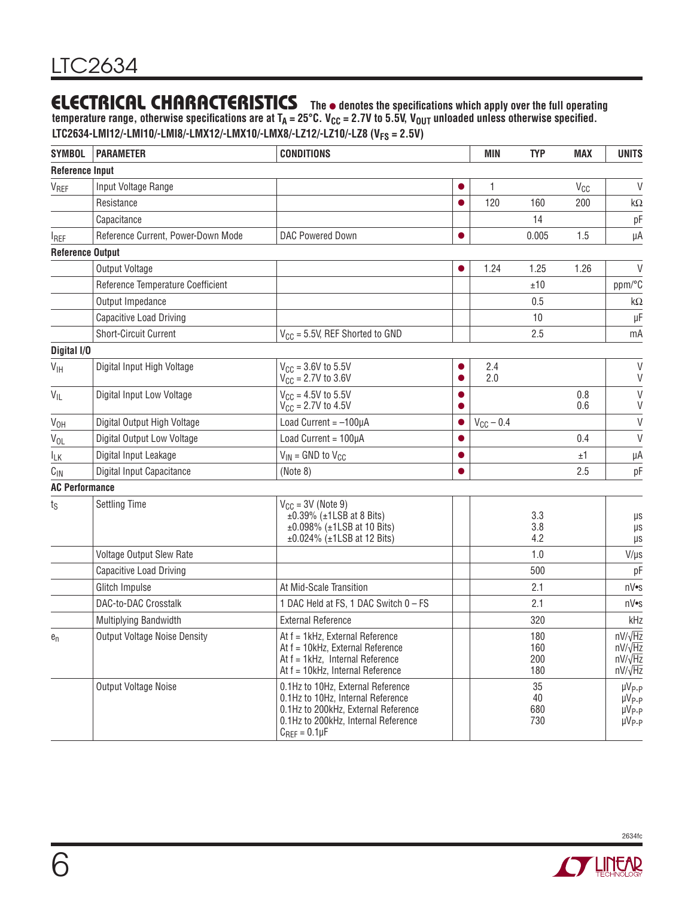## ELECTRICAL CHARACTERISTICS

**The ● denotes the specifications which apply over the full operating temperature range, otherwise specifications are at $T_A$ = 25°C. $V_{CC}$ = 2.7V to 5.5V, $V_{OUT}$ unloaded unless otherwise specified.**

**LTC2634-LMI12/-LMI10/-LMI8/-LMX12/-LMX10/-LMX8/-LZ12/-LZ10/-LZ8 ($V_{FS}$ = 2.5V)**

| SYMBOL | PARAMETER | CONDITIONS | | MIN | TYP | MAX | UNITS |
|---|---|---|---|---|---|---|---|
| **Reference Input** | | | | | | | |
| $V_{REF}$ | Input Voltage Range | | ● | 1 | | $V_{CC}$ | V |
| | Resistance | | ● | 120 | 160 | 200 | kΩ |
| | Capacitance | | | | 14 | | pF |
| $I_{REF}$ | Reference Current, Power-Down Mode | DAC Powered Down | ● | | 0.005 | 1.5 | μA |
| **Reference Output** | | | | | | | |
| | Output Voltage | | ● | 1.24 | 1.25 | 1.26 | V |
| | Reference Temperature Coefficient | | | | ±10 | | ppm/°C |
| | Output Impedance | | | | 0.5 | | kΩ |
| | Capacitive Load Driving | | | | 10 | | μF |
| | Short-Circuit Current | $V_{CC}$ = 5.5V, REF Shorted to GND | | | 2.5 | | mA |
| **Digital I/O** | | | | | | | |
| $V_{IH}$ | Digital Input High Voltage | $V_{CC}$ = 3.6V to 5.5V<br>$V_{CC}$ = 2.7V to 3.6V | ●<br>● | 2.4<br>2.0 | | | V<br>V |
| $V_{IL}$ | Digital Input Low Voltage | $V_{CC}$ = 4.5V to 5.5V<br>$V_{CC}$ = 2.7V to 4.5V | ●<br>● | | | 0.8<br>0.6 | V<br>V |
| $V_{OH}$ | Digital Output High Voltage | Load Current = –100μA | ● | $V_{CC}$ – 0.4 | | | V |
| $V_{OL}$ | Digital Output Low Voltage | Load Current = 100μA | ● | | | 0.4 | V |
| $I_{LK}$ | Digital Input Leakage | $V_{IN}$ = GND to $V_{CC}$ | ● | | | ±1 | μA |
| $C_{IN}$ | Digital Input Capacitance | (Note 8) | ● | | | 2.5 | pF |
| **AC Performance** | | | | | | | |
| $t_S$ | Settling Time | $V_{CC}$ = 3V (Note 9)<br>±0.39% (±1LSB at 8 Bits)<br>±0.098% (±1LSB at 10 Bits)<br>±0.024% (±1LSB at 12 Bits) | | | <br>3.3<br>3.8<br>4.2 | | <br>μs<br>μs<br>μs |
| | Voltage Output Slew Rate | | | | 1.0 | | V/μs |
| | Capacitive Load Driving | | | | 500 | | pF |
| | Glitch Impulse | At Mid-Scale Transition | | | 2.1 | | nV•s |
| | DAC-to-DAC Crosstalk | 1 DAC Held at FS, 1 DAC Switch 0 – FS | | | 2.1 | | nV•s |
| | Multiplying Bandwidth | External Reference | | | 320 | | kHz |
| $e_n$ | Output Voltage Noise Density | At f = 1kHz, External Reference<br>At f = 10kHz, External Reference<br>At f = 1kHz, Internal Reference<br>At f = 10kHz, Internal Reference | | | 180<br>160<br>200<br>180 | | nV/√Hz<br>nV/√Hz<br>nV/√Hz<br>nV/√Hz |
| | Output Voltage Noise | 0.1Hz to 10Hz, External Reference<br>0.1Hz to 10Hz, Internal Reference<br>0.1Hz to 200kHz, External Reference<br>0.1Hz to 200kHz, Internal Reference<br>$C_{REF}$ = 0.1μF | | | 35<br>40<br>680<br>730 | | $μV_{P-P}$<br>$μV_{P-P}$<br>$μV_{P-P}$<br>$μV_{P-P}$ |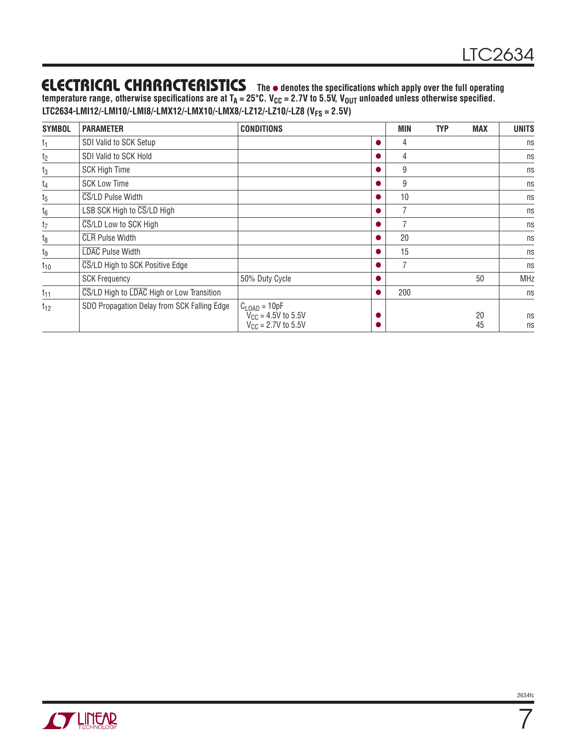## ELECTRICAL CHARACTERISTICS

The ● denotes the specifications which apply over the full operating temperature range, otherwise specifications are at $T_A = 25°C$. $V_{CC} = 2.7V$ to $5.5V$, $V_{OUT}$ unloaded unless otherwise specified.

**LTC2634-LMI12/-LMI10/-LMI8/-LMX12/-LMX10/-LMX8/-LZ12/-LZ10/-LZ8 ($V_{FS} = 2.5V$)**

| SYMBOL | PARAMETER | CONDITIONS | | MIN | TYP | MAX | UNITS |
|---|---|---|---|---|---|---|---|
| $t_1$ | SDI Valid to SCK Setup | | ● | 4 | | | ns |
| $t_2$ | SDI Valid to SCK Hold | | ● | 4 | | | ns |
| $t_3$ | SCK High Time | | ● | 9 | | | ns |
| $t_4$ | SCK Low Time | | ● | 9 | | | ns |
| $t_5$ | $\overline{CS}$/LD Pulse Width | | ● | 10 | | | ns |
| $t_6$ | LSB SCK High to $\overline{CS}$/LD High | | ● | 7 | | | ns |
| $t_7$ | $\overline{CS}$/LD Low to SCK High | | ● | 7 | | | ns |
| $t_8$ | $\overline{CLR}$ Pulse Width | | ● | 20 | | | ns |
| $t_9$ | $\overline{LDAC}$ Pulse Width | | ● | 15 | | | ns |
| $t_{10}$ | $\overline{CS}$/LD High to SCK Positive Edge | | ● | 7 | | | ns |
| | SCK Frequency | 50% Duty Cycle | ● | | | 50 | MHz |
| $t_{11}$ | $\overline{CS}$/LD High to $\overline{LDAC}$ High or Low Transition | | ● | 200 | | | ns |
| $t_{12}$ | SDO Propagation Delay from SCK Falling Edge | $C_{LOAD} = 10pF$<br>$V_{CC} = 4.5V$ to $5.5V$<br>$V_{CC} = 2.7V$ to $5.5V$ | <br>●<br>● | | | <br>20<br>45 | <br>ns<br>ns |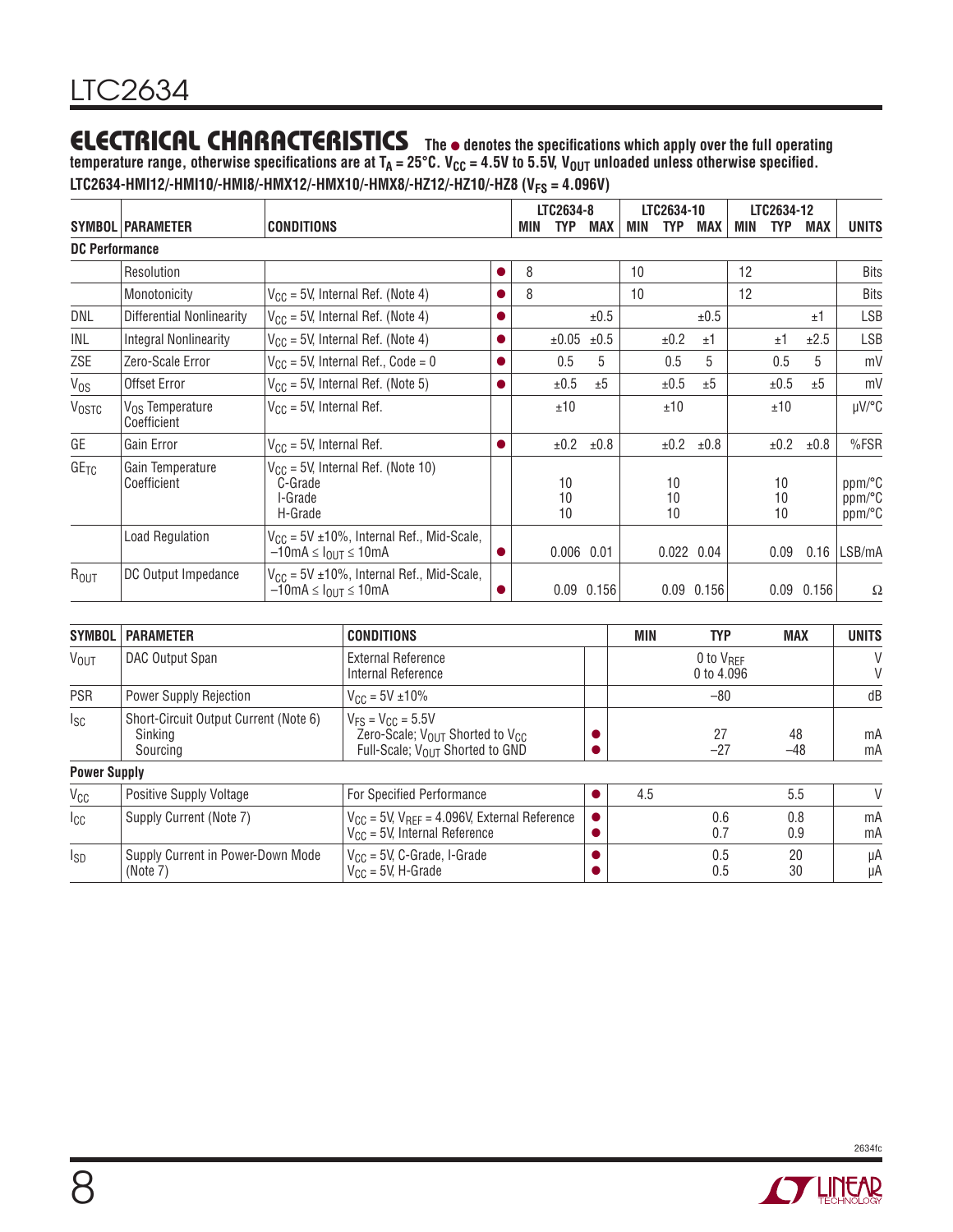## ELECTRICAL CHARACTERISTICS

**The ● denotes the specifications which apply over the full operating temperature range, otherwise specifications are at $T_A$ = 25°C. $V_{CC}$ = 4.5V to 5.5V, $V_{OUT}$ unloaded unless otherwise specified.**

**LTC2634-HMI12/-HMI10/-HMI8/-HMX12/-HMX10/-HMX8/-HZ12/-HZ10/-HZ8 ($V_{FS}$ = 4.096V)**

| SYMBOL | PARAMETER | CONDITIONS | | LTC2634-8 MIN | LTC2634-8 TYP | LTC2634-8 MAX | LTC2634-10 MIN | LTC2634-10 TYP | LTC2634-10 MAX | LTC2634-12 MIN | LTC2634-12 TYP | LTC2634-12 MAX | UNITS |
|---|---|---|---|---|---|---|---|---|---|---|---|---|---|
| **DC Performance** | | | | | | | | | | | | | |
| | Resolution | | ● | 8 | | | 10 | | | 12 | | | Bits |
| | Monotonicity | $V_{CC}$ = 5V, Internal Ref. (Note 4) | ● | 8 | | | 10 | | | 12 | | | Bits |
| DNL | Differential Nonlinearity | $V_{CC}$ = 5V, Internal Ref. (Note 4) | ● | | | ±0.5 | | | ±0.5 | | | ±1 | LSB |
| INL | Integral Nonlinearity | $V_{CC}$ = 5V, Internal Ref. (Note 4) | ● | | ±0.05 | ±0.5 | | ±0.2 | ±1 | | ±1 | ±2.5 | LSB |
| ZSE | Zero-Scale Error | $V_{CC}$ = 5V, Internal Ref., Code = 0 | ● | | 0.5 | 5 | | 0.5 | 5 | | 0.5 | 5 | mV |
| $V_{OS}$ | Offset Error | $V_{CC}$ = 5V, Internal Ref. (Note 5) | ● | | ±0.5 | ±5 | | ±0.5 | ±5 | | ±0.5 | ±5 | mV |
| $V_{OSTC}$ | $V_{OS}$ Temperature Coefficient | $V_{CC}$ = 5V, Internal Ref. | | | ±10 | | | ±10 | | | ±10 | | μV/°C |
| GE | Gain Error | $V_{CC}$ = 5V, Internal Ref. | ● | | ±0.2 | ±0.8 | | ±0.2 | ±0.8 | | ±0.2 | ±0.8 | %FSR |
| $GE_{TC}$ | Gain Temperature Coefficient | $V_{CC}$ = 5V, Internal Ref. (Note 10)<br>C-Grade<br>I-Grade<br>H-Grade | | | <br>10<br>10<br>10 | | | <br>10<br>10<br>10 | | | <br>10<br>10<br>10 | | <br>ppm/°C<br>ppm/°C<br>ppm/°C |
| | Load Regulation | $V_{CC}$ = 5V ±10%, Internal Ref., Mid-Scale, –10mA ≤ $I_{OUT}$ ≤ 10mA | ● | | 0.006 | 0.01 | | 0.022 | 0.04 | | 0.09 | 0.16 | LSB/mA |
| $R_{OUT}$ | DC Output Impedance | $V_{CC}$ = 5V ±10%, Internal Ref., Mid-Scale, –10mA ≤ $I_{OUT}$ ≤ 10mA | ● | | 0.09 | 0.156 | | 0.09 | 0.156 | | 0.09 | 0.156 | Ω |

| SYMBOL | PARAMETER | CONDITIONS | | MIN | TYP | MAX | UNITS |
|---|---|---|---|---|---|---|---|
| $V_{OUT}$ | DAC Output Span | External Reference<br>Internal Reference | | | 0 to $V_{REF}$<br>0 to 4.096 | | V<br>V |
| PSR | Power Supply Rejection | $V_{CC}$ = 5V ±10% | | | –80 | | dB |
| $I_{SC}$ | Short-Circuit Output Current (Note 6)<br>Sinking<br>Sourcing | $V_{FS}$ = $V_{CC}$ = 5.5V<br>Zero-Scale; $V_{OUT}$ Shorted to $V_{CC}$<br>Full-Scale; $V_{OUT}$ Shorted to GND | <br>●<br>● | | <br>27<br>–27 | <br>48<br>–48 | <br>mA<br>mA |
| **Power Supply** | | | | | | | |
| $V_{CC}$ | Positive Supply Voltage | For Specified Performance | ● | 4.5 | | 5.5 | V |
| $I_{CC}$ | Supply Current (Note 7) | $V_{CC}$ = 5V, $V_{REF}$ = 4.096V, External Reference<br>$V_{CC}$ = 5V, Internal Reference | ●<br>● | | 0.6<br>0.7 | 0.8<br>0.9 | mA<br>mA |
| $I_{SD}$ | Supply Current in Power-Down Mode (Note 7) | $V_{CC}$ = 5V, C-Grade, I-Grade<br>$V_{CC}$ = 5V, H-Grade | ●<br>● | | 0.5<br>0.5 | 20<br>30 | μA<br>μA |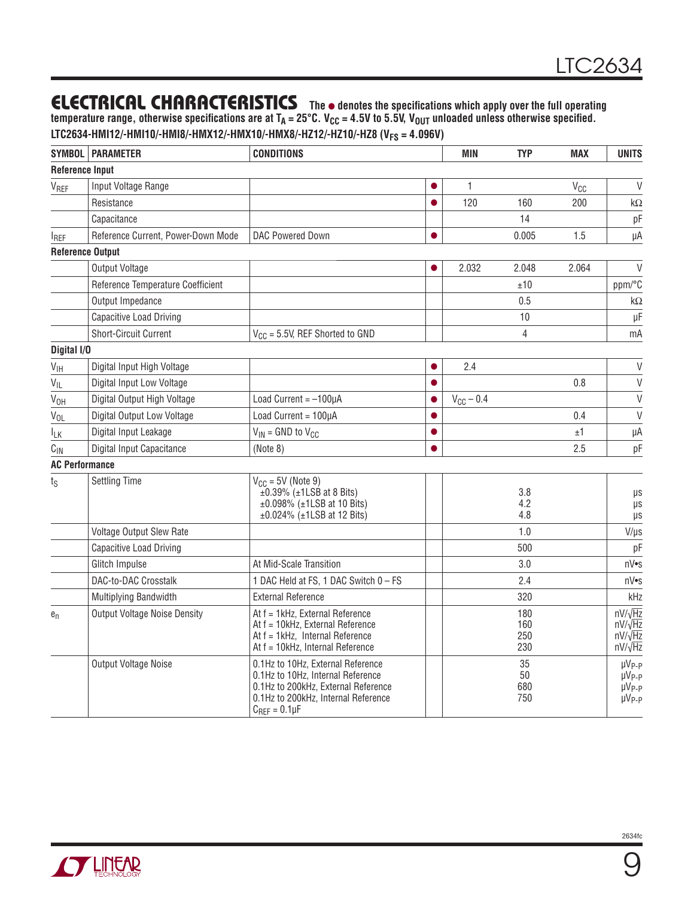## ELECTRICAL CHARACTERISTICS

**The ● denotes the specifications which apply over the full operating temperature range, otherwise specifications are at $T_A$ = 25°C. $V_{CC}$ = 4.5V to 5.5V, $V_{OUT}$ unloaded unless otherwise specified.**

**LTC2634-HMI12/-HMI10/-HMI8/-HMX12/-HMX10/-HMX8/-HZ12/-HZ10/-HZ8 ($V_{FS}$ = 4.096V)**

| SYMBOL | PARAMETER | CONDITIONS | | MIN | TYP | MAX | UNITS |
|---|---|---|---|---|---|---|---|
| **Reference Input** | | | | | | | |
| $V_{REF}$ | Input Voltage Range | | ● | 1 | | $V_{CC}$ | V |
| | Resistance | | ● | 120 | 160 | 200 | kΩ |
| | Capacitance | | | | 14 | | pF |
| $I_{REF}$ | Reference Current, Power-Down Mode | DAC Powered Down | ● | | 0.005 | 1.5 | µA |
| **Reference Output** | | | | | | | |
| | Output Voltage | | ● | 2.032 | 2.048 | 2.064 | V |
| | Reference Temperature Coefficient | | | | ±10 | | ppm/°C |
| | Output Impedance | | | | 0.5 | | kΩ |
| | Capacitive Load Driving | | | | 10 | | µF |
| | Short-Circuit Current | $V_{CC}$ = 5.5V, REF Shorted to GND | | | 4 | | mA |
| **Digital I/O** | | | | | | | |
| $V_{IH}$ | Digital Input High Voltage | | ● | 2.4 | | | V |
| $V_{IL}$ | Digital Input Low Voltage | | ● | | | 0.8 | V |
| $V_{OH}$ | Digital Output High Voltage | Load Current = –100µA | ● | $V_{CC}$ – 0.4 | | | V |
| $V_{OL}$ | Digital Output Low Voltage | Load Current = 100µA | ● | | | 0.4 | V |
| $I_{LK}$ | Digital Input Leakage | $V_{IN}$ = GND to $V_{CC}$ | ● | | | ±1 | µA |
| $C_{IN}$ | Digital Input Capacitance | (Note 8) | ● | | | 2.5 | pF |
| **AC Performance** | | | | | | | |
| $t_S$ | Settling Time | $V_{CC}$ = 5V (Note 9)<br>±0.39% (±1LSB at 8 Bits)<br>±0.098% (±1LSB at 10 Bits)<br>±0.024% (±1LSB at 12 Bits) | | | <br>3.8<br>4.2<br>4.8 | | <br>µs<br>µs<br>µs |
| | Voltage Output Slew Rate | | | | 1.0 | | V/µs |
| | Capacitive Load Driving | | | | 500 | | pF |
| | Glitch Impulse | At Mid-Scale Transition | | | 3.0 | | nV•s |
| | DAC-to-DAC Crosstalk | 1 DAC Held at FS, 1 DAC Switch 0 – FS | | | 2.4 | | nV•s |
| | Multiplying Bandwidth | External Reference | | | 320 | | kHz |
| $e_n$ | Output Voltage Noise Density | At f = 1kHz, External Reference<br>At f = 10kHz, External Reference<br>At f = 1kHz, Internal Reference<br>At f = 10kHz, Internal Reference | | | 180<br>160<br>250<br>230 | | nV/√Hz<br>nV/√Hz<br>nV/√Hz<br>nV/√Hz |
| | Output Voltage Noise | 0.1Hz to 10Hz, External Reference<br>0.1Hz to 10Hz, Internal Reference<br>0.1Hz to 200kHz, External Reference<br>0.1Hz to 200kHz, Internal Reference<br>$C_{REF}$ = 0.1µF | | | 35<br>50<br>680<br>750 | | µV$_{P-P}$<br>µV$_{P-P}$<br>µV$_{P-P}$<br>µV$_{P-P}$ |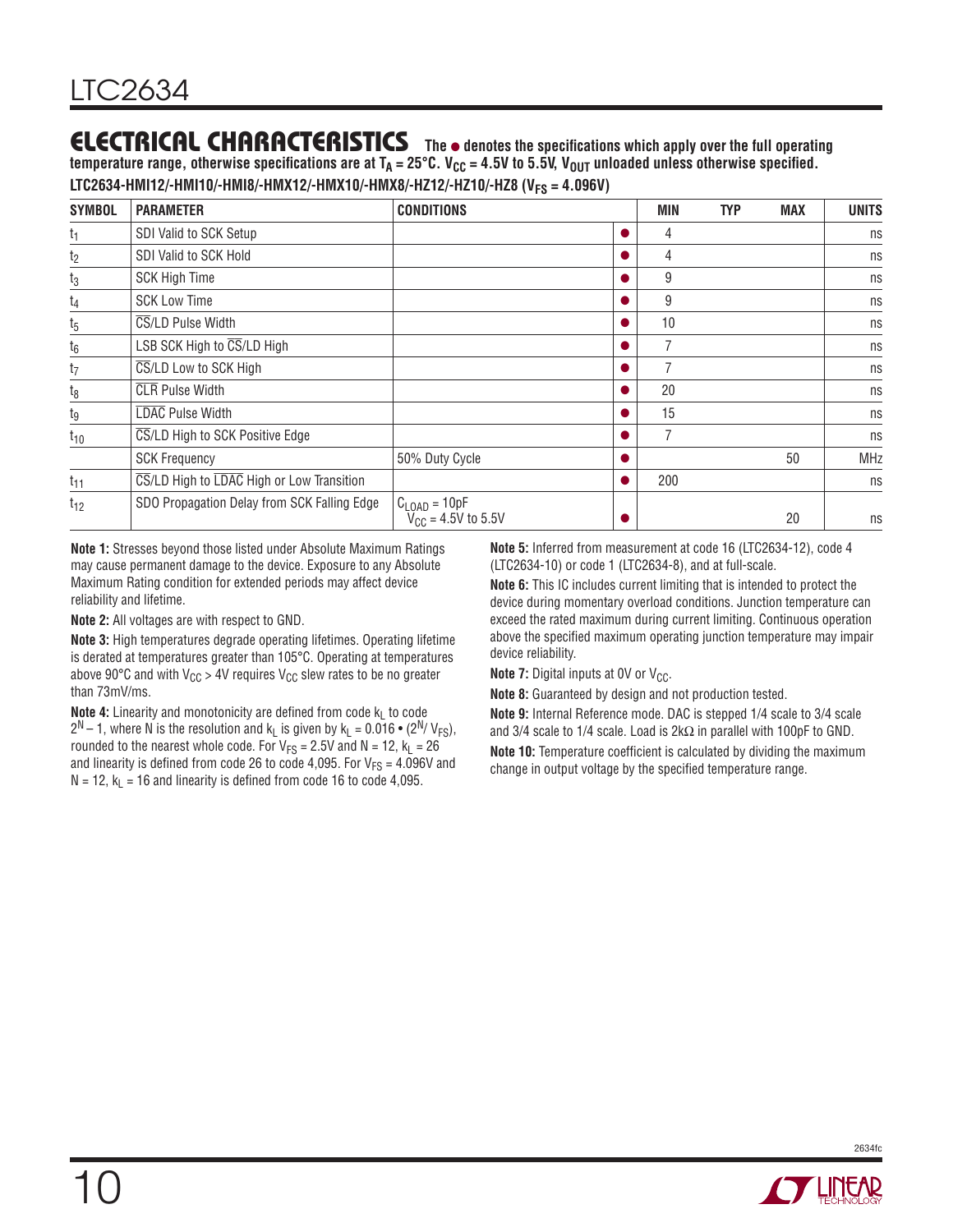## ELECTRICAL CHARACTERISTICS

**The ● denotes the specifications which apply over the full operating temperature range, otherwise specifications are at $T_A = 25°C$. $V_{CC} = 4.5V$ to $5.5V$, $V_{OUT}$ unloaded unless otherwise specified.**

**LTC2634-HMI12/-HMI10/-HMI8/-HMX12/-HMX10/-HMX8/-HZ12/-HZ10/-HZ8 ($V_{FS} = 4.096V$)**

| SYMBOL | PARAMETER | CONDITIONS | | MIN | TYP | MAX | UNITS |
|---|---|---|---|---|---|---|---|
| $t_1$ | SDI Valid to SCK Setup | | ● | 4 | | | ns |
| $t_2$ | SDI Valid to SCK Hold | | ● | 4 | | | ns |
| $t_3$ | SCK High Time | | ● | 9 | | | ns |
| $t_4$ | SCK Low Time | | ● | 9 | | | ns |
| $t_5$ | $\overline{CS}$/LD Pulse Width | | ● | 10 | | | ns |
| $t_6$ | LSB SCK High to $\overline{CS}$/LD High | | ● | 7 | | | ns |
| $t_7$ | $\overline{CS}$/LD Low to SCK High | | ● | 7 | | | ns |
| $t_8$ | $\overline{CLR}$ Pulse Width | | ● | 20 | | | ns |
| $t_9$ | $\overline{LDAC}$ Pulse Width | | ● | 15 | | | ns |
| $t_{10}$ | $\overline{CS}$/LD High to SCK Positive Edge | | ● | 7 | | | ns |
| | SCK Frequency | 50% Duty Cycle | ● | | | 50 | MHz |
| $t_{11}$ | $\overline{CS}$/LD High to $\overline{LDAC}$ High or Low Transition | | ● | 200 | | | ns |
| $t_{12}$ | SDO Propagation Delay from SCK Falling Edge | $C_{LOAD} = 10pF$, $V_{CC} = 4.5V$ to $5.5V$ | ● | | | 20 | ns |

**Note 1:** Stresses beyond those listed under Absolute Maximum Ratings may cause permanent damage to the device. Exposure to any Absolute Maximum Rating condition for extended periods may affect device reliability and lifetime.

**Note 2:** All voltages are with respect to GND.

**Note 3:** High temperatures degrade operating lifetimes. Operating lifetime is derated at temperatures greater than 105°C. Operating at temperatures above 90°C and with $V_{CC} > 4V$ requires $V_{CC}$ slew rates to be no greater than 73mV/ms.

**Note 4:** Linearity and monotonicity are defined from code $k_L$ to code $2^N – 1$, where N is the resolution and $k_L$ is given by $k_L = 0.016 \bullet (2^N/ V_{FS})$, rounded to the nearest whole code. For $V_{FS} = 2.5V$ and $N = 12$, $k_L = 26$ and linearity is defined from code 26 to code 4,095. For $V_{FS} = 4.096V$ and $N = 12$, $k_L = 16$ and linearity is defined from code 16 to code 4,095.

**Note 5:** Inferred from measurement at code 16 (LTC2634-12), code 4 (LTC2634-10) or code 1 (LTC2634-8), and at full-scale.

**Note 6:** This IC includes current limiting that is intended to protect the device during momentary overload conditions. Junction temperature can exceed the rated maximum during current limiting. Continuous operation above the specified maximum operating junction temperature may impair device reliability.

**Note 7:** Digital inputs at 0V or $V_{CC}$.

**Note 8:** Guaranteed by design and not production tested.

**Note 9:** Internal Reference mode. DAC is stepped 1/4 scale to 3/4 scale and 3/4 scale to 1/4 scale. Load is 2kΩ in parallel with 100pF to GND.

**Note 10:** Temperature coefficient is calculated by dividing the maximum change in output voltage by the specified temperature range.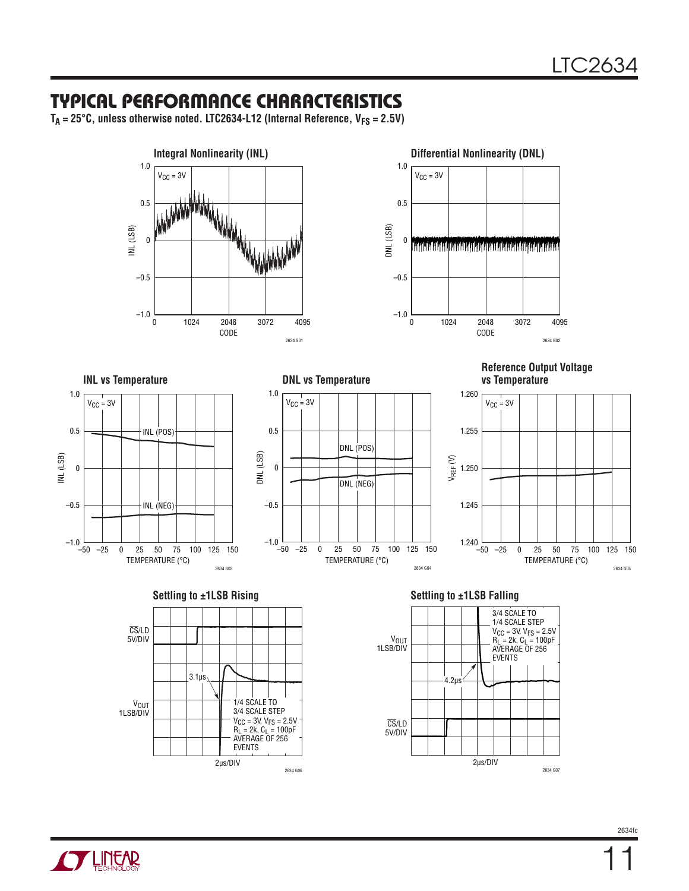## TYPICAL PERFORMANCE CHARACTERISTICS

$T_A = 25°C$, unless otherwise noted. LTC2634-L12 (Internal Reference, $V_{FS} = 2.5V$)

**Integral Nonlinearity (INL)**

$V_{CC} = 3V$

INL (LSB) vs CODE (0, 1024, 2048, 3072, 4095)

2634 G01

**Differential Nonlinearity (DNL)**

$V_{CC} = 3V$

DNL (LSB) vs CODE (0, 1024, 2048, 3072, 4095)

2634 G02

**INL vs Temperature**

$V_{CC} = 3V$

INL (POS), INL (NEG)

INL (LSB) vs TEMPERATURE (°C)

2634 G03

**DNL vs Temperature**

$V_{CC} = 3V$

DNL (POS), DNL (NEG)

DNL (LSB) vs TEMPERATURE (°C)

2634 G04

**Reference Output Voltage vs Temperature**

$V_{CC} = 3V$

$V_{REF}$ (V) vs TEMPERATURE (°C)

2634 G05

**Settling to ±1LSB Rising**

$\overline{CS}$/LD 5V/DIV

$V_{OUT}$ 1LSB/DIV

3.1μs

1/4 SCALE TO 3/4 SCALE STEP
$V_{CC} = 3V$, $V_{FS} = 2.5V$
$R_L = 2k$, $C_L = 100pF$
AVERAGE OF 256 EVENTS

2μs/DIV

2634 G06

**Settling to ±1LSB Falling**

$V_{OUT}$ 1LSB/DIV

$\overline{CS}$/LD 5V/DIV

4.2μs

3/4 SCALE TO 1/4 SCALE STEP
$V_{CC} = 3V$, $V_{FS} = 2.5V$
$R_L = 2k$, $C_L = 100pF$
AVERAGE OF 256 EVENTS

2μs/DIV

2634 G07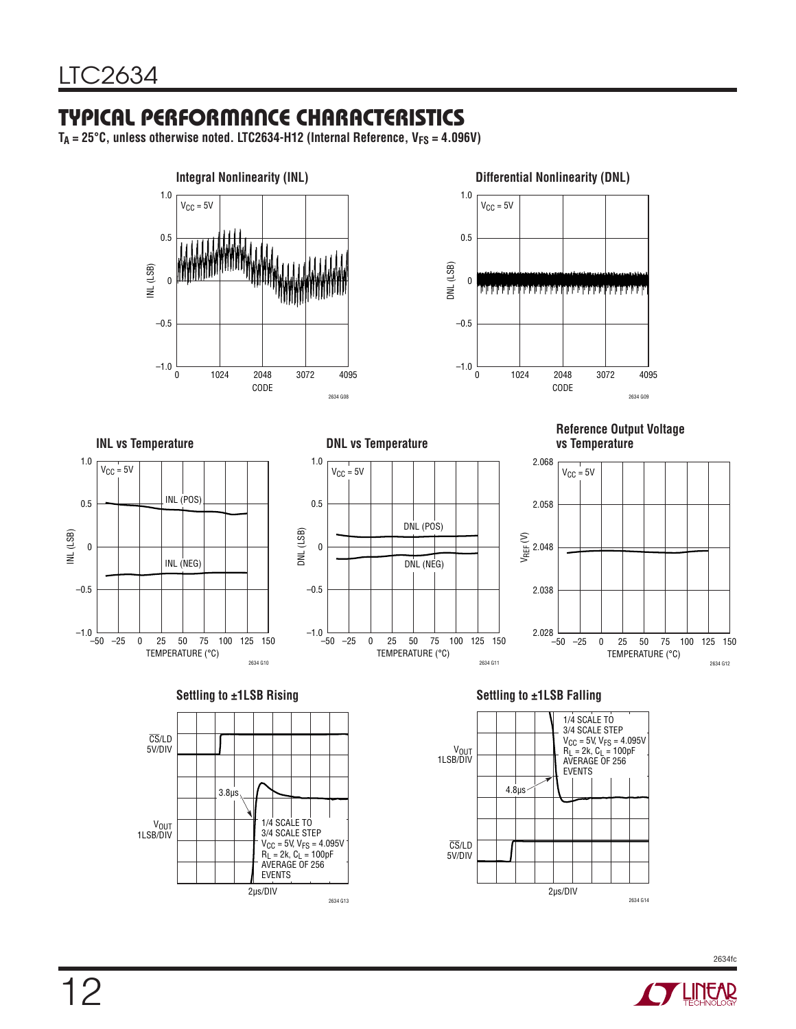## TYPICAL PERFORMANCE CHARACTERISTICS

**$T_A$ = 25°C, unless otherwise noted. LTC2634-H12 (Internal Reference, $V_{FS}$ = 4.096V)**

**Integral Nonlinearity (INL)**

**Differential Nonlinearity (DNL)**

**INL vs Temperature**

**DNL vs Temperature**

**Reference Output Voltage vs Temperature**

**Settling to ±1LSB Rising**

**Settling to ±1LSB Falling**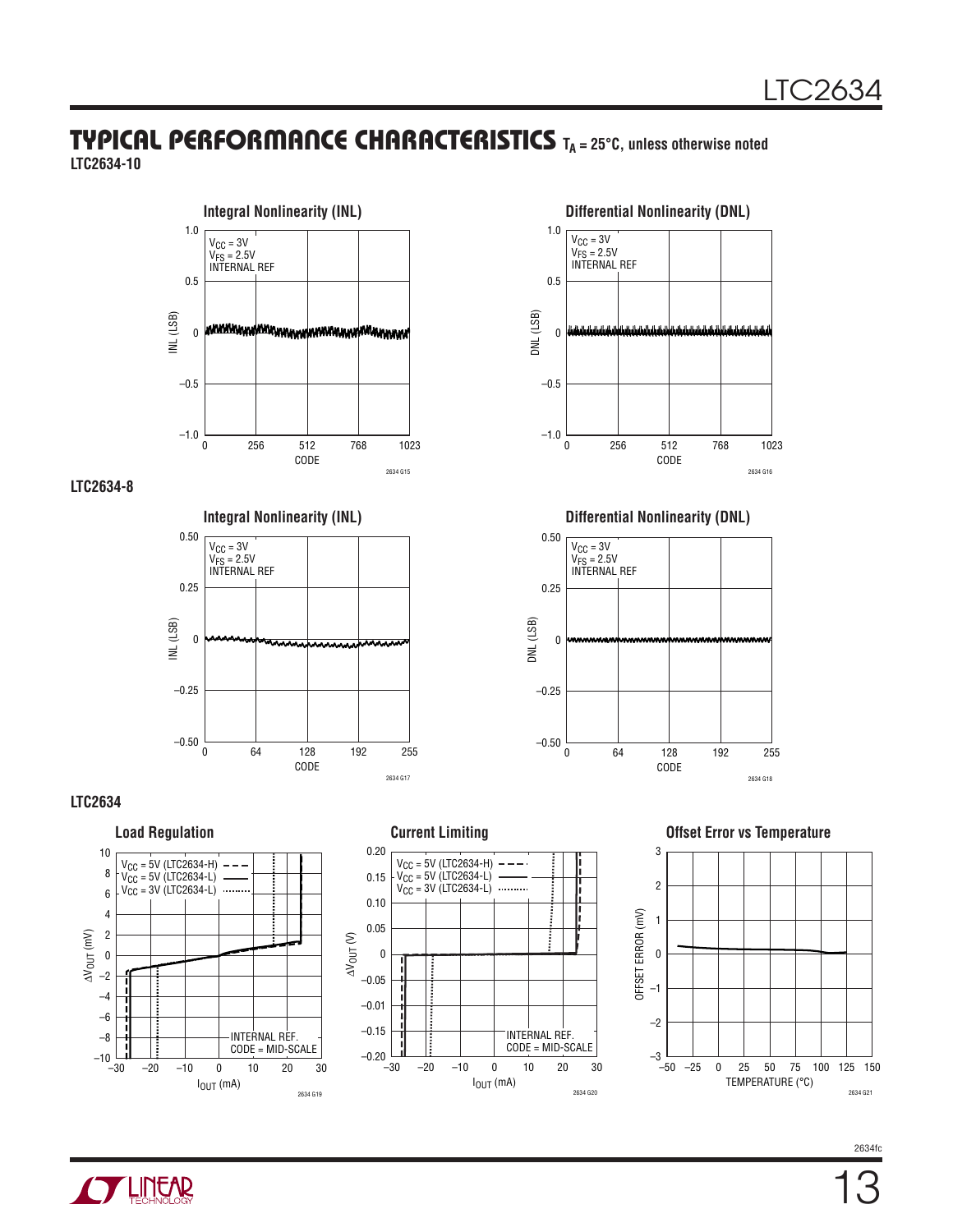## TYPICAL PERFORMANCE CHARACTERISTICS $T_A$ = 25°C, unless otherwise noted

**LTC2634-10**

**Integral Nonlinearity (INL)**

$V_{CC}$ = 3V
$V_{FS}$ = 2.5V
INTERNAL REF

2634 G15

**Differential Nonlinearity (DNL)**

$V_{CC}$ = 3V
$V_{FS}$ = 2.5V
INTERNAL REF

2634 G16

**LTC2634-8**

**Integral Nonlinearity (INL)**

$V_{CC}$ = 3V
$V_{FS}$ = 2.5V
INTERNAL REF

2634 G17

**Differential Nonlinearity (DNL)**

$V_{CC}$ = 3V
$V_{FS}$ = 2.5V
INTERNAL REF

2634 G18

**LTC2634**

**Load Regulation**

$V_{CC}$ = 5V (LTC2634-H)
$V_{CC}$ = 5V (LTC2634-L)
$V_{CC}$ = 3V (LTC2634-L)
INTERNAL REF.
CODE = MID-SCALE

2634 G19

**Current Limiting**

$V_{CC}$ = 5V (LTC2634-H)
$V_{CC}$ = 5V (LTC2634-L)
$V_{CC}$ = 3V (LTC2634-L)
INTERNAL REF.
CODE = MID-SCALE

2634 G20

**Offset Error vs Temperature**

2634 G21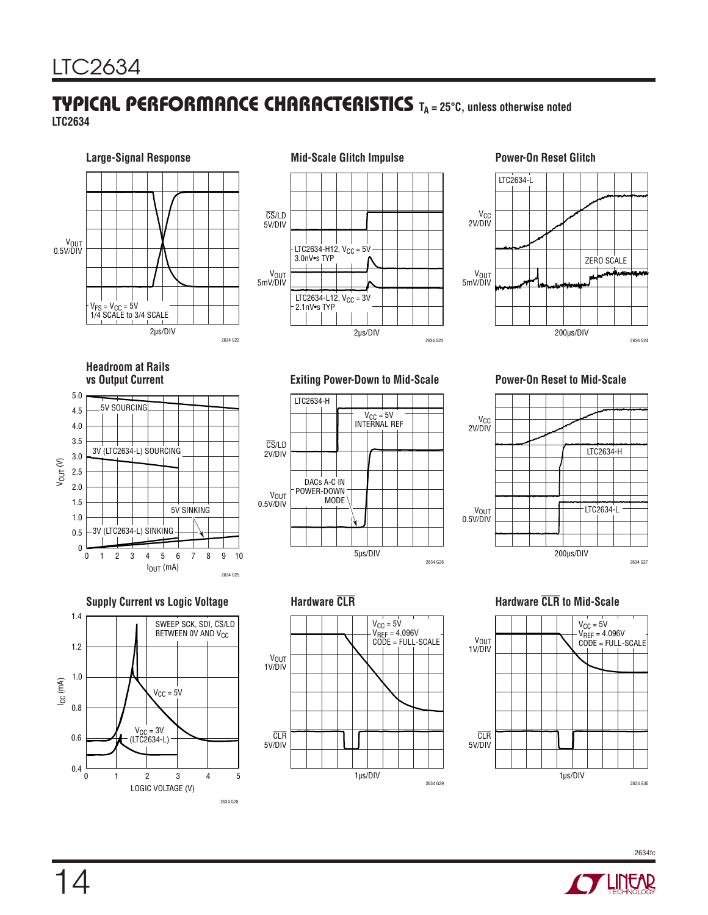## TYPICAL PERFORMANCE CHARACTERISTICS $T_A$ = 25°C, unless otherwise noted

**LTC2634**

**Large-Signal Response**

$V_{OUT}$ 0.5V/DIV

$V_{FS} = V_{CC}$ = 5V
1/4 SCALE to 3/4 SCALE

2µs/DIV

2634 G22

**Mid-Scale Glitch Impulse**

$\overline{CS}$/LD 5V/DIV

$V_{OUT}$ 5mV/DIV

LTC2634-H12, $V_{CC}$ = 5V
3.0nV•s TYP

LTC2634-L12, $V_{CC}$ = 3V
2.1nV•s TYP

2µs/DIV

2634 G23

**Power-On Reset Glitch**

LTC2634-L

$V_{CC}$ 2V/DIV

$V_{OUT}$ 5mV/DIV

ZERO SCALE

200µs/DIV

2636 G24

**Headroom at Rails vs Output Current**

$V_{OUT}$ (V)

5V SOURCING

3V (LTC2634-L) SOURCING

5V SINKING

3V (LTC2634-L) SINKING

$I_{OUT}$ (mA)

2634 G25

**Exiting Power-Down to Mid-Scale**

LTC2634-H

$V_{CC}$ = 5V
INTERNAL REF

$\overline{CS}$/LD 2V/DIV

$V_{OUT}$ 0.5V/DIV

DACs A-C IN POWER-DOWN MODE

5µs/DIV

2634 G26

**Power-On Reset to Mid-Scale**

$V_{CC}$ 2V/DIV

LTC2634-H

$V_{OUT}$ 0.5V/DIV

LTC2634-L

200µs/DIV

2634 G27

**Supply Current vs Logic Voltage**

$I_{CC}$ (mA)

SWEEP SCK, SDI, $\overline{CS}$/LD BETWEEN 0V AND $V_{CC}$

$V_{CC}$ = 5V

$V_{CC}$ = 3V (LTC2634-L)

LOGIC VOLTAGE (V)

2634 G28

**Hardware $\overline{CLR}$**

$V_{CC}$ = 5V
$V_{REF}$ = 4.096V
CODE = FULL-SCALE

$V_{OUT}$ 1V/DIV

$\overline{CLR}$ 5V/DIV

1µs/DIV

2634 G29

**Hardware $\overline{CLR}$ to Mid-Scale**

$V_{CC}$ = 5V
$V_{REF}$ = 4.096V
CODE = FULL-SCALE

$V_{OUT}$ 1V/DIV

$\overline{CLR}$ 5V/DIV

1µs/DIV

2634 G30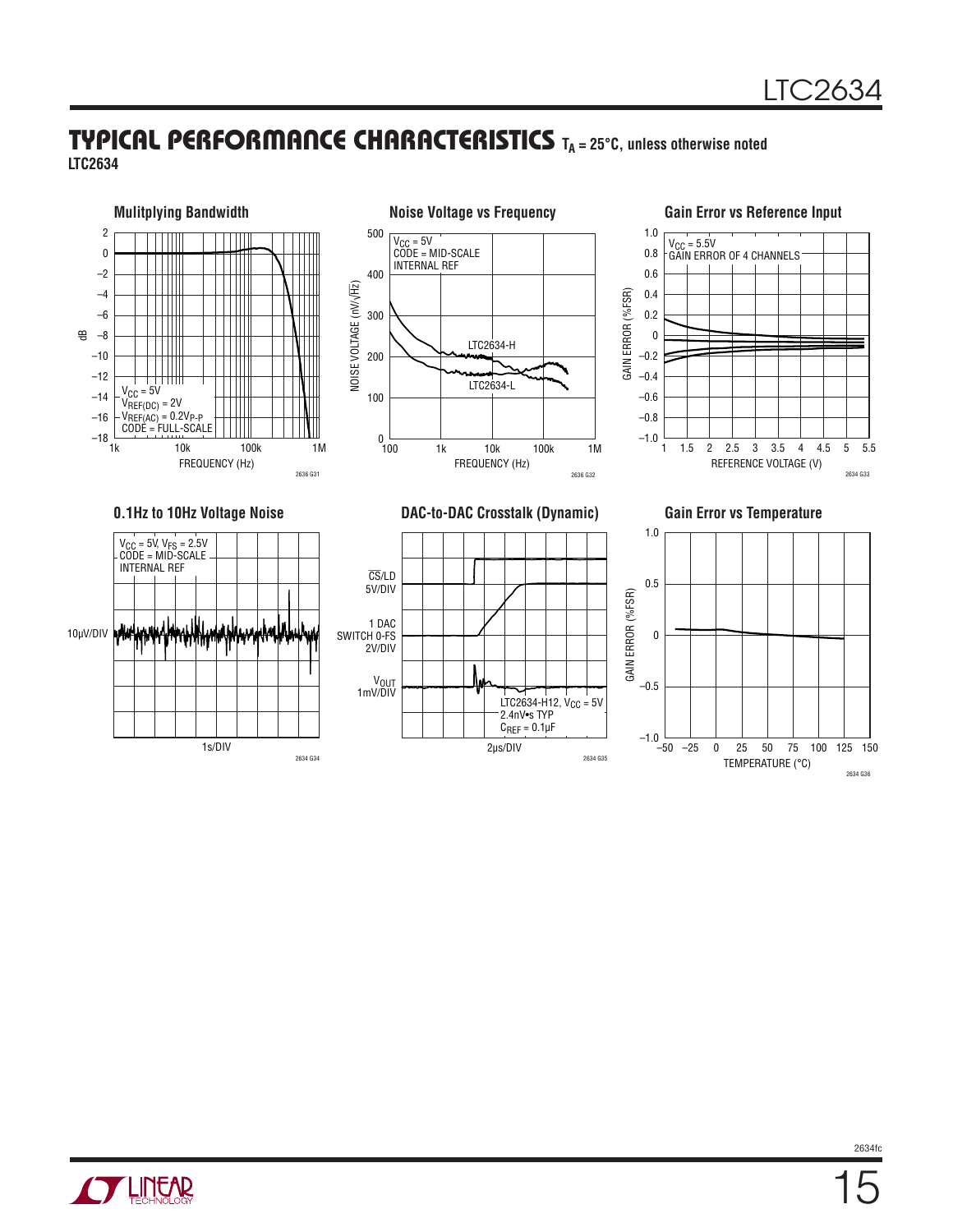## TYPICAL PERFORMANCE CHARACTERISTICS $T_A$ = 25°C, unless otherwise noted

**LTC2634**

**Mulitplying Bandwidth**

$V_{CC}$ = 5V
$V_{REF(DC)}$ = 2V
$V_{REF(AC)}$ = 0.2$V_{P-P}$
CODE = FULL-SCALE

dB vs FREQUENCY (Hz)

2636 G31

**Noise Voltage vs Frequency**

$V_{CC}$ = 5V
CODE = MID-SCALE
INTERNAL REF

LTC2634-H
LTC2634-L

NOISE VOLTAGE (nV/√Hz) vs FREQUENCY (Hz)

2636 G32

**Gain Error vs Reference Input**

$V_{CC}$ = 5.5V
GAIN ERROR OF 4 CHANNELS

GAIN ERROR (%FSR) vs REFERENCE VOLTAGE (V)

2634 G33

**0.1Hz to 10Hz Voltage Noise**

$V_{CC}$ = 5V, $V_{FS}$ = 2.5V
CODE = MID-SCALE
INTERNAL REF

10μV/DIV
1s/DIV

2634 G34

**DAC-to-DAC Crosstalk (Dynamic)**

$\overline{CS}$/LD 5V/DIV
1 DAC SWITCH 0-FS 2V/DIV
$V_{OUT}$ 1mV/DIV

LTC2634-H12, $V_{CC}$ = 5V
2.4nV•s TYP
$C_{REF}$ = 0.1μF

2μs/DIV

2634 G35

**Gain Error vs Temperature**

GAIN ERROR (%FSR) vs TEMPERATURE (°C)

2634 G36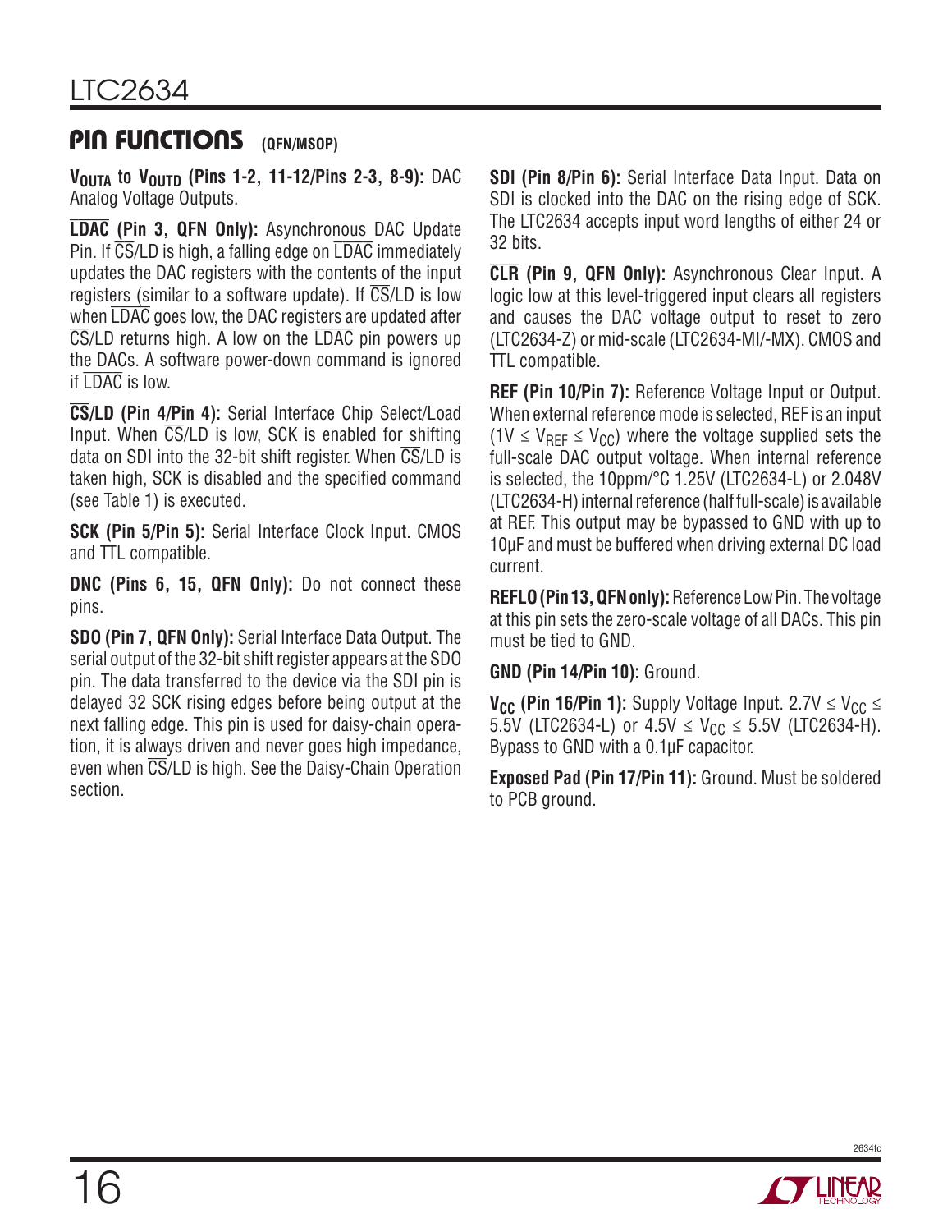## PIN FUNCTIONS (QFN/MSOP)

**$V_{OUTA}$ to $V_{OUTD}$ (Pins 1-2, 11-12/Pins 2-3, 8-9):** DAC Analog Voltage Outputs.

**LDAC (Pin 3, QFN Only):** Asynchronous DAC Update Pin. If CS/LD is high, a falling edge on LDAC immediately updates the DAC registers with the contents of the input registers (similar to a software update). If CS/LD is low when LDAC goes low, the DAC registers are updated after CS/LD returns high. A low on the LDAC pin powers up the DACs. A software power-down command is ignored if LDAC is low.

**CS/LD (Pin 4/Pin 4):** Serial Interface Chip Select/Load Input. When CS/LD is low, SCK is enabled for shifting data on SDI into the 32-bit shift register. When CS/LD is taken high, SCK is disabled and the specified command (see Table 1) is executed.

**SCK (Pin 5/Pin 5):** Serial Interface Clock Input. CMOS and TTL compatible.

**DNC (Pins 6, 15, QFN Only):** Do not connect these pins.

**SDO (Pin 7, QFN Only):** Serial Interface Data Output. The serial output of the 32-bit shift register appears at the SDO pin. The data transferred to the device via the SDI pin is delayed 32 SCK rising edges before being output at the next falling edge. This pin is used for daisy-chain operation, it is always driven and never goes high impedance, even when CS/LD is high. See the Daisy-Chain Operation section.

**SDI (Pin 8/Pin 6):** Serial Interface Data Input. Data on SDI is clocked into the DAC on the rising edge of SCK. The LTC2634 accepts input word lengths of either 24 or 32 bits.

**CLR (Pin 9, QFN Only):** Asynchronous Clear Input. A logic low at this level-triggered input clears all registers and causes the DAC voltage output to reset to zero (LTC2634-Z) or mid-scale (LTC2634-MI/-MX). CMOS and TTL compatible.

**REF (Pin 10/Pin 7):** Reference Voltage Input or Output. When external reference mode is selected, REF is an input ($1V \le V_{REF} \le V_{CC}$) where the voltage supplied sets the full-scale DAC output voltage. When internal reference is selected, the 10ppm/°C 1.25V (LTC2634-L) or 2.048V (LTC2634-H) internal reference (half full-scale) is available at REF. This output may be bypassed to GND with up to 10µF and must be buffered when driving external DC load current.

**REFLO (Pin 13, QFN only):** Reference Low Pin. The voltage at this pin sets the zero-scale voltage of all DACs. This pin must be tied to GND.

**GND (Pin 14/Pin 10):** Ground.

**$V_{CC}$ (Pin 16/Pin 1):** Supply Voltage Input. $2.7V \le V_{CC} \le 5.5V$ (LTC2634-L) or $4.5V \le V_{CC} \le 5.5V$ (LTC2634-H). Bypass to GND with a 0.1µF capacitor.

**Exposed Pad (Pin 17/Pin 11):** Ground. Must be soldered to PCB ground.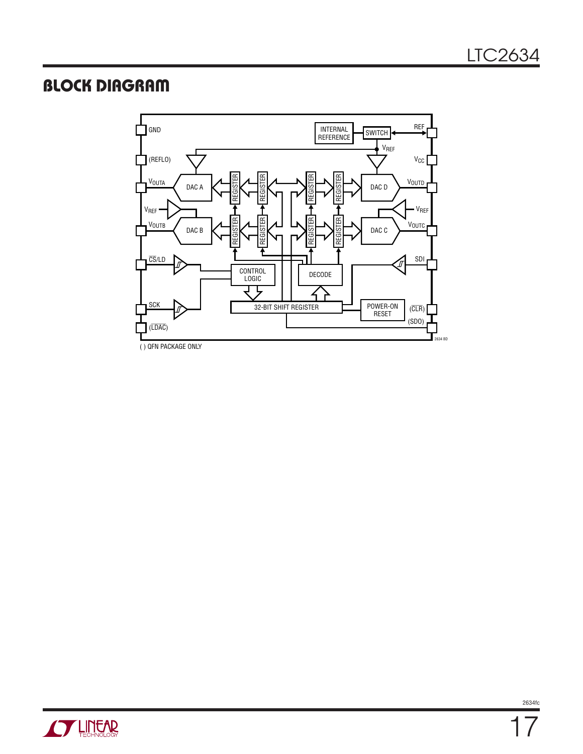## BLOCK DIAGRAM

GND

(REFLO)

$V_{OUTA}$

$V_{REF}$

$V_{OUTB}$

$\overline{CS}$/LD

SCK

($\overline{LDAC}$)

INTERNAL REFERENCE

SWITCH

REF

$V_{REF}$

$V_{CC}$

$V_{OUTD}$

$V_{REF}$

$V_{OUTC}$

SDI

($\overline{CLR}$)

(SDO)

DAC A

DAC B

DAC C

DAC D

REGISTER

CONTROL LOGIC

DECODE

32-BIT SHIFT REGISTER

POWER-ON RESET

2634 BD

( ) QFN PACKAGE ONLY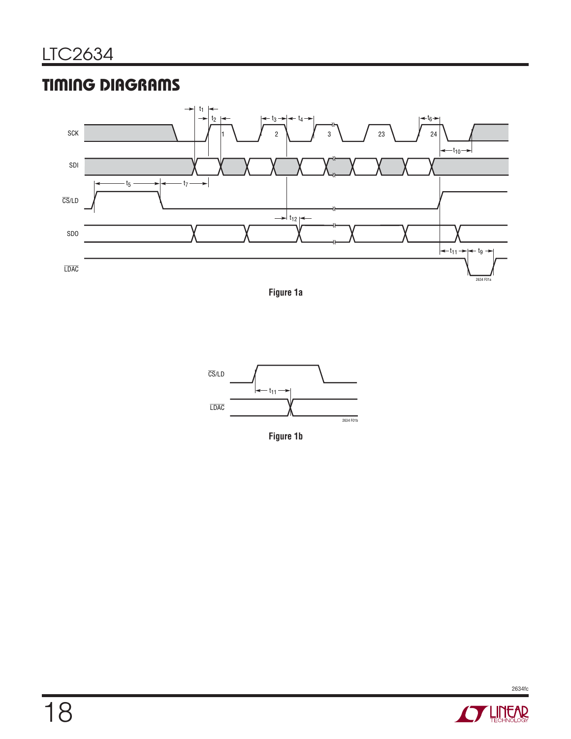## TIMING DIAGRAMS

Figure 1a

Figure 1b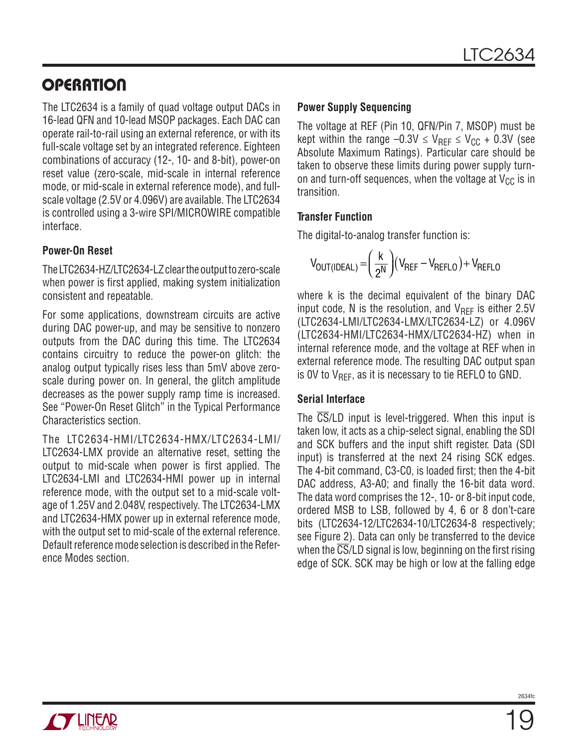## OPERATION

The LTC2634 is a family of quad voltage output DACs in 16-lead QFN and 10-lead MSOP packages. Each DAC can operate rail-to-rail using an external reference, or with its full-scale voltage set by an integrated reference. Eighteen combinations of accuracy (12-, 10- and 8-bit), power-on reset value (zero-scale, mid-scale in internal reference mode, or mid-scale in external reference mode), and full-scale voltage (2.5V or 4.096V) are available. The LTC2634 is controlled using a 3-wire SPI/MICROWIRE compatible interface.

### Power-On Reset

The LTC2634-HZ/LTC2634-LZ clear the output to zero-scale when power is first applied, making system initialization consistent and repeatable.

For some applications, downstream circuits are active during DAC power-up, and may be sensitive to nonzero outputs from the DAC during this time. The LTC2634 contains circuitry to reduce the power-on glitch: the analog output typically rises less than 5mV above zero-scale during power on. In general, the glitch amplitude decreases as the power supply ramp time is increased. See "Power-On Reset Glitch" in the Typical Performance Characteristics section.

The LTC2634-HMI/LTC2634-HMX/LTC2634-LMI/LTC2634-LMX provide an alternative reset, setting the output to mid-scale when power is first applied. The LTC2634-LMI and LTC2634-HMI power up in internal reference mode, with the output set to a mid-scale voltage of 1.25V and 2.048V, respectively. The LTC2634-LMX and LTC2634-HMX power up in external reference mode, with the output set to mid-scale of the external reference. Default reference mode selection is described in the Reference Modes section.

### Power Supply Sequencing

The voltage at REF (Pin 10, QFN/Pin 7, MSOP) must be kept within the range $-0.3V \le V_{REF} \le V_{CC} + 0.3V$ (see Absolute Maximum Ratings). Particular care should be taken to observe these limits during power supply turn-on and turn-off sequences, when the voltage at $V_{CC}$ is in transition.

### Transfer Function

The digital-to-analog transfer function is:

$$V_{OUT(IDEAL)} = \left(\frac{k}{2^N}\right)\left(V_{REF} - V_{REFLO}\right) + V_{REFLO}$$

where k is the decimal equivalent of the binary DAC input code, N is the resolution, and $V_{REF}$ is either 2.5V (LTC2634-LMI/LTC2634-LMX/LTC2634-LZ) or 4.096V (LTC2634-HMI/LTC2634-HMX/LTC2634-HZ) when in internal reference mode, and the voltage at REF when in external reference mode. The resulting DAC output span is 0V to $V_{REF}$, as it is necessary to tie REFLO to GND.

### Serial Interface

The $\overline{CS}$/LD input is level-triggered. When this input is taken low, it acts as a chip-select signal, enabling the SDI and SCK buffers and the input shift register. Data (SDI input) is transferred at the next 24 rising SCK edges. The 4-bit command, C3-C0, is loaded first; then the 4-bit DAC address, A3-A0; and finally the 16-bit data word. The data word comprises the 12-, 10- or 8-bit input code, ordered MSB to LSB, followed by 4, 6 or 8 don't-care bits (LTC2634-12/LTC2634-10/LTC2634-8 respectively; see Figure 2). Data can only be transferred to the device when the $\overline{CS}$/LD signal is low, beginning on the first rising edge of SCK. SCK may be high or low at the falling edge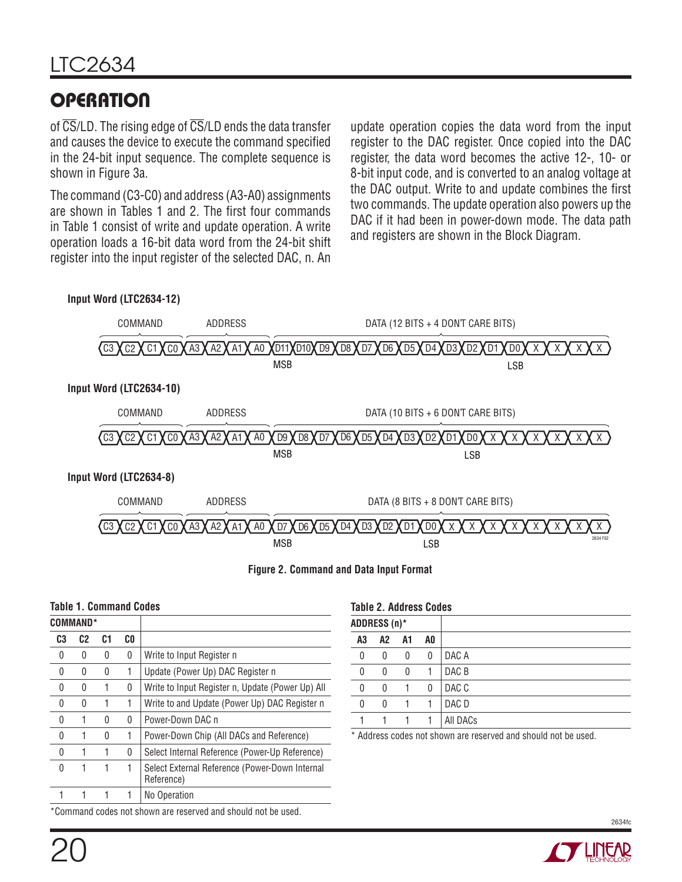## OPERATION

of $\overline{CS}$/LD. The rising edge of $\overline{CS}$/LD ends the data transfer and causes the device to execute the command specified in the 24-bit input sequence. The complete sequence is shown in Figure 3a.

The command (C3-C0) and address (A3-A0) assignments are shown in Tables 1 and 2. The first four commands in Table 1 consist of write and update operation. A write operation loads a 16-bit data word from the 24-bit shift register into the input register of the selected DAC, n. An update operation copies the data word from the input register to the DAC register. Once copied into the DAC register, the data word becomes the active 12-, 10- or 8-bit input code, and is converted to an analog voltage at the DAC output. Write to and update combines the first two commands. The update operation also powers up the DAC if it had been in power-down mode. The data path and registers are shown in the Block Diagram.

**Input Word (LTC2634-12)**

```
COMMAND          ADDRESS          DATA (12 BITS + 4 DON'T CARE BITS)
C3 C2 C1 C0 | A3 A2 A1 A0 | D11 D10 D9 D8 D7 D6 D5 D4 D3 D2 D1 D0 X X X X
                            MSB                                 LSB
```

**Input Word (LTC2634-10)**

```
COMMAND          ADDRESS          DATA (10 BITS + 6 DON'T CARE BITS)
C3 C2 C1 C0 | A3 A2 A1 A0 | D9 D8 D7 D6 D5 D4 D3 D2 D1 D0 X X X X X X
                            MSB                         LSB
```

**Input Word (LTC2634-8)**

```
COMMAND          ADDRESS          DATA (8 BITS + 8 DON'T CARE BITS)
C3 C2 C1 C0 | A3 A2 A1 A0 | D7 D6 D5 D4 D3 D2 D1 D0 X X X X X X X X
                            MSB                 LSB
```

**Figure 2. Command and Data Input Format**

**Table 1. Command Codes**

| COMMAND* | | | | |
|---|---|---|---|---|
| C3 | C2 | C1 | C0 | |
| 0 | 0 | 0 | 0 | Write to Input Register n |
| 0 | 0 | 0 | 1 | Update (Power Up) DAC Register n |
| 0 | 0 | 1 | 0 | Write to Input Register n, Update (Power Up) All |
| 0 | 0 | 1 | 1 | Write to and Update (Power Up) DAC Register n |
| 0 | 1 | 0 | 0 | Power-Down DAC n |
| 0 | 1 | 0 | 1 | Power-Down Chip (All DACs and Reference) |
| 0 | 1 | 1 | 0 | Select Internal Reference (Power-Up Reference) |
| 0 | 1 | 1 | 1 | Select External Reference (Power-Down Internal Reference) |
| 1 | 1 | 1 | 1 | No Operation |

*Command codes not shown are reserved and should not be used.

**Table 2. Address Codes**

| ADDRESS (n)* | | | | |
|---|---|---|---|---|
| A3 | A2 | A1 | A0 | |
| 0 | 0 | 0 | 0 | DAC A |
| 0 | 0 | 0 | 1 | DAC B |
| 0 | 0 | 1 | 0 | DAC C |
| 0 | 0 | 1 | 1 | DAC D |
| 1 | 1 | 1 | 1 | All DACs |

* Address codes not shown are reserved and should not be used.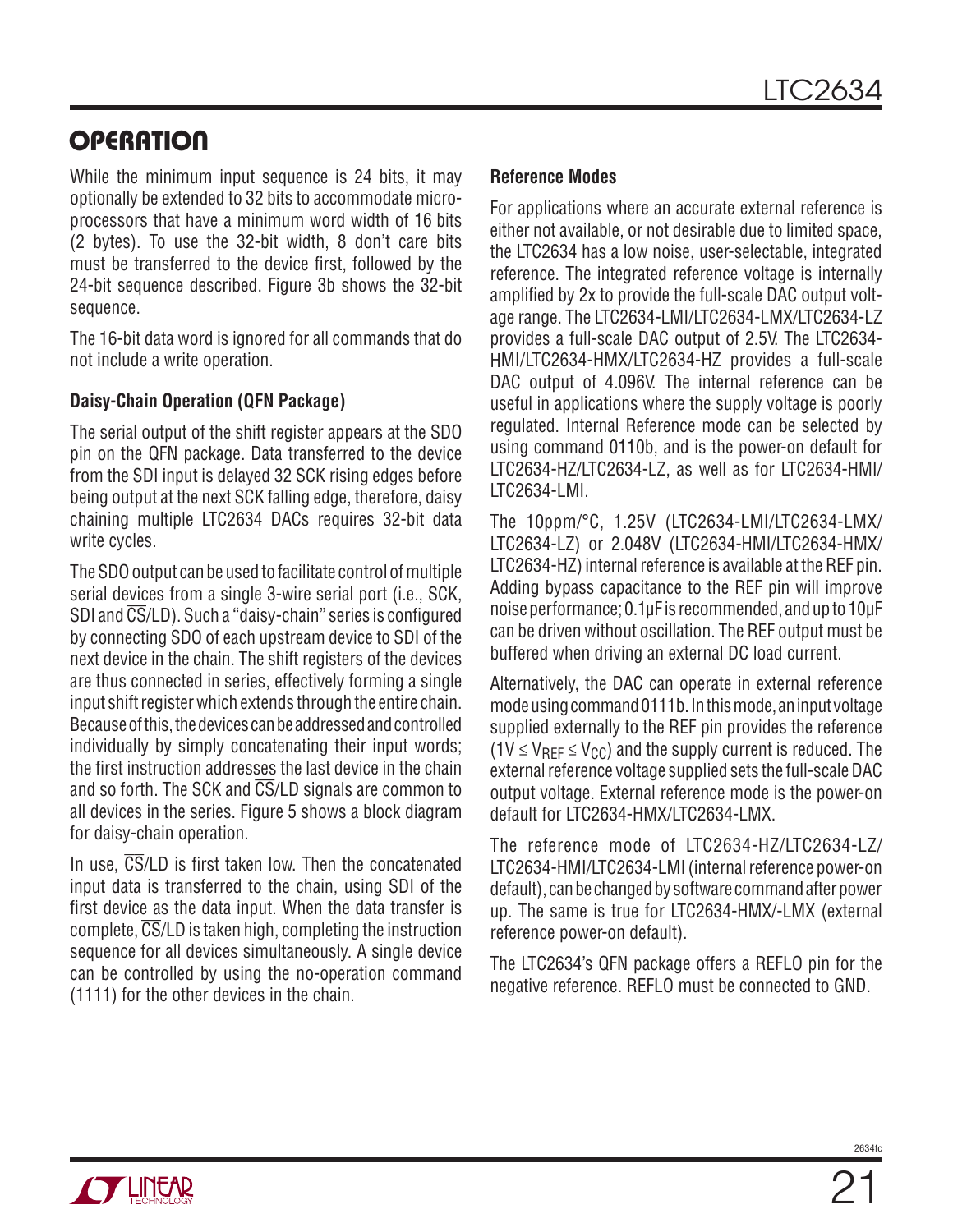# OPERATION

While the minimum input sequence is 24 bits, it may optionally be extended to 32 bits to accommodate microprocessors that have a minimum word width of 16 bits (2 bytes). To use the 32-bit width, 8 don't care bits must be transferred to the device first, followed by the 24-bit sequence described. Figure 3b shows the 32-bit sequence.

The 16-bit data word is ignored for all commands that do not include a write operation.

### Daisy-Chain Operation (QFN Package)

The serial output of the shift register appears at the SDO pin on the QFN package. Data transferred to the device from the SDI input is delayed 32 SCK rising edges before being output at the next SCK falling edge, therefore, daisy chaining multiple LTC2634 DACs requires 32-bit data write cycles.

The SDO output can be used to facilitate control of multiple serial devices from a single 3-wire serial port (i.e., SCK, SDI and $\overline{CS}$/LD). Such a "daisy-chain" series is configured by connecting SDO of each upstream device to SDI of the next device in the chain. The shift registers of the devices are thus connected in series, effectively forming a single input shift register which extends through the entire chain. Because of this, the devices can be addressed and controlled individually by simply concatenating their input words; the first instruction addresses the last device in the chain and so forth. The SCK and $\overline{CS}$/LD signals are common to all devices in the series. Figure 5 shows a block diagram for daisy-chain operation.

In use, $\overline{CS}$/LD is first taken low. Then the concatenated input data is transferred to the chain, using SDI of the first device as the data input. When the data transfer is complete, $\overline{CS}$/LD is taken high, completing the instruction sequence for all devices simultaneously. A single device can be controlled by using the no-operation command (1111) for the other devices in the chain.

### Reference Modes

For applications where an accurate external reference is either not available, or not desirable due to limited space, the LTC2634 has a low noise, user-selectable, integrated reference. The integrated reference voltage is internally amplified by 2x to provide the full-scale DAC output voltage range. The LTC2634-LMI/LTC2634-LMX/LTC2634-LZ provides a full-scale DAC output of 2.5V. The LTC2634-HMI/LTC2634-HMX/LTC2634-HZ provides a full-scale DAC output of 4.096V. The internal reference can be useful in applications where the supply voltage is poorly regulated. Internal Reference mode can be selected by using command 0110b, and is the power-on default for LTC2634-HZ/LTC2634-LZ, as well as for LTC2634-HMI/LTC2634-LMI.

The 10ppm/°C, 1.25V (LTC2634-LMI/LTC2634-LMX/LTC2634-LZ) or 2.048V (LTC2634-HMI/LTC2634-HMX/LTC2634-HZ) internal reference is available at the REF pin. Adding bypass capacitance to the REF pin will improve noise performance; 0.1µF is recommended, and up to 10µF can be driven without oscillation. The REF output must be buffered when driving an external DC load current.

Alternatively, the DAC can operate in external reference mode using command 0111b. In this mode, an input voltage supplied externally to the REF pin provides the reference ($1V \le V_{REF} \le V_{CC}$) and the supply current is reduced. The external reference voltage supplied sets the full-scale DAC output voltage. External reference mode is the power-on default for LTC2634-HMX/LTC2634-LMX.

The reference mode of LTC2634-HZ/LTC2634-LZ/LTC2634-HMI/LTC2634-LMI (internal reference power-on default), can be changed by software command after power up. The same is true for LTC2634-HMX/-LMX (external reference power-on default).

The LTC2634's QFN package offers a REFLO pin for the negative reference. REFLO must be connected to GND.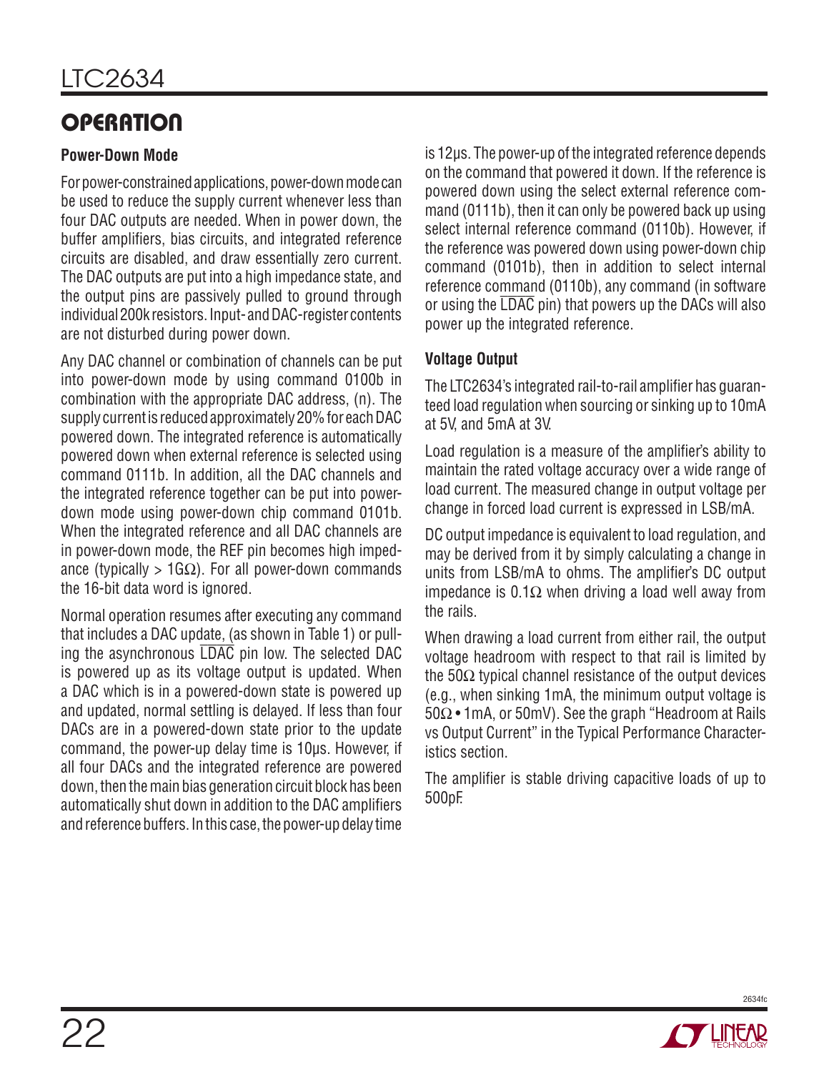## OPERATION

### Power-Down Mode

For power-constrained applications, power-down mode can be used to reduce the supply current whenever less than four DAC outputs are needed. When in power down, the buffer amplifiers, bias circuits, and integrated reference circuits are disabled, and draw essentially zero current. The DAC outputs are put into a high impedance state, and the output pins are passively pulled to ground through individual 200k resistors. Input- and DAC-register contents are not disturbed during power down.

Any DAC channel or combination of channels can be put into power-down mode by using command 0100b in combination with the appropriate DAC address, (n). The supply current is reduced approximately 20% for each DAC powered down. The integrated reference is automatically powered down when external reference is selected using command 0111b. In addition, all the DAC channels and the integrated reference together can be put into power-down mode using power-down chip command 0101b. When the integrated reference and all DAC channels are in power-down mode, the REF pin becomes high impedance (typically > 1GΩ). For all power-down commands the 16-bit data word is ignored.

Normal operation resumes after executing any command that includes a DAC update, (as shown in Table 1) or pulling the asynchronous $\overline{\text{LDAC}}$ pin low. The selected DAC is powered up as its voltage output is updated. When a DAC which is in a powered-down state is powered up and updated, normal settling is delayed. If less than four DACs are in a powered-down state prior to the update command, the power-up delay time is 10µs. However, if all four DACs and the integrated reference are powered down, then the main bias generation circuit block has been automatically shut down in addition to the DAC amplifiers and reference buffers. In this case, the power-up delay time is 12µs. The power-up of the integrated reference depends on the command that powered it down. If the reference is powered down using the select external reference command (0111b), then it can only be powered back up using select internal reference command (0110b). However, if the reference was powered down using power-down chip command (0101b), then in addition to select internal reference command (0110b), any command (in software or using the $\overline{\text{LDAC}}$ pin) that powers up the DACs will also power up the integrated reference.

### Voltage Output

The LTC2634's integrated rail-to-rail amplifier has guaranteed load regulation when sourcing or sinking up to 10mA at 5V, and 5mA at 3V.

Load regulation is a measure of the amplifier's ability to maintain the rated voltage accuracy over a wide range of load current. The measured change in output voltage per change in forced load current is expressed in LSB/mA.

DC output impedance is equivalent to load regulation, and may be derived from it by simply calculating a change in units from LSB/mA to ohms. The amplifier's DC output impedance is 0.1Ω when driving a load well away from the rails.

When drawing a load current from either rail, the output voltage headroom with respect to that rail is limited by the 50Ω typical channel resistance of the output devices (e.g., when sinking 1mA, the minimum output voltage is 50Ω • 1mA, or 50mV). See the graph "Headroom at Rails vs Output Current" in the Typical Performance Characteristics section.

The amplifier is stable driving capacitive loads of up to 500pF.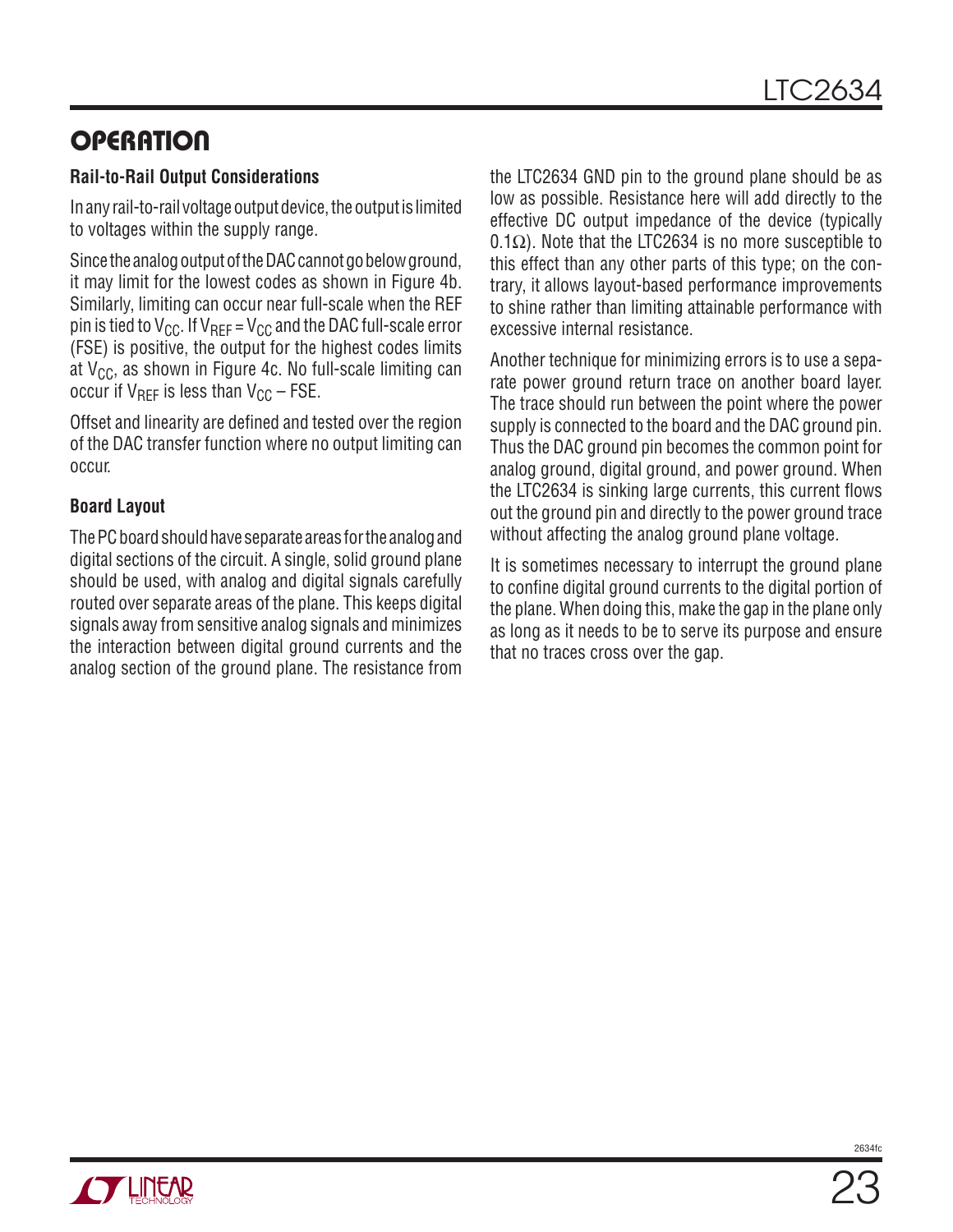# OPERATION

### Rail-to-Rail Output Considerations

In any rail-to-rail voltage output device, the output is limited to voltages within the supply range.

Since the analog output of the DAC cannot go below ground, it may limit for the lowest codes as shown in Figure 4b. Similarly, limiting can occur near full-scale when the REF pin is tied to $V_{CC}$. If $V_{REF} = V_{CC}$ and the DAC full-scale error (FSE) is positive, the output for the highest codes limits at $V_{CC}$, as shown in Figure 4c. No full-scale limiting can occur if $V_{REF}$ is less than $V_{CC}$ – FSE.

Offset and linearity are defined and tested over the region of the DAC transfer function where no output limiting can occur.

### Board Layout

The PC board should have separate areas for the analog and digital sections of the circuit. A single, solid ground plane should be used, with analog and digital signals carefully routed over separate areas of the plane. This keeps digital signals away from sensitive analog signals and minimizes the interaction between digital ground currents and the analog section of the ground plane. The resistance from the LTC2634 GND pin to the ground plane should be as low as possible. Resistance here will add directly to the effective DC output impedance of the device (typically $0.1\Omega$). Note that the LTC2634 is no more susceptible to this effect than any other parts of this type; on the contrary, it allows layout-based performance improvements to shine rather than limiting attainable performance with excessive internal resistance.

Another technique for minimizing errors is to use a separate power ground return trace on another board layer. The trace should run between the point where the power supply is connected to the board and the DAC ground pin. Thus the DAC ground pin becomes the common point for analog ground, digital ground, and power ground. When the LTC2634 is sinking large currents, this current flows out the ground pin and directly to the power ground trace without affecting the analog ground plane voltage.

It is sometimes necessary to interrupt the ground plane to confine digital ground currents to the digital portion of the plane. When doing this, make the gap in the plane only as long as it needs to be to serve its purpose and ensure that no traces cross over the gap.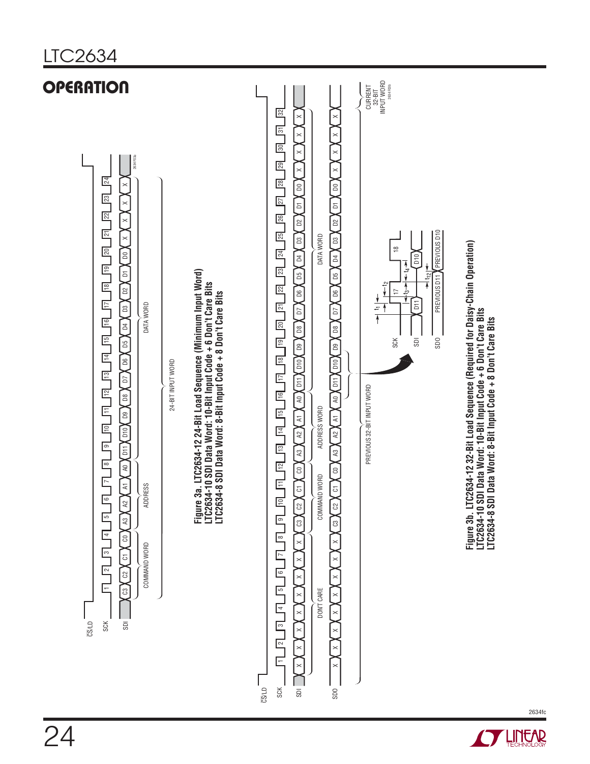## OPERATION

Figure 3a. LTC2634-12 24-Bit Load Sequence (Minimum Input Word)
LTC2634-10 SDI Data Word: 10-Bit Input Code + 6 Don't Care Bits
LTC2634-8 SDI Data Word: 8-Bit Input Code + 8 Don't Care Bits

Figure 3b. LTC2634-12 32-Bit Load Sequence (Required for Daisy-Chain Operation)
LTC2634-10 SDI Data Word: 10-Bit Input Code + 6 Don't Care Bits
LTC2634-8 SDI Data Word: 8-Bit Input Code + 8 Don't Care Bits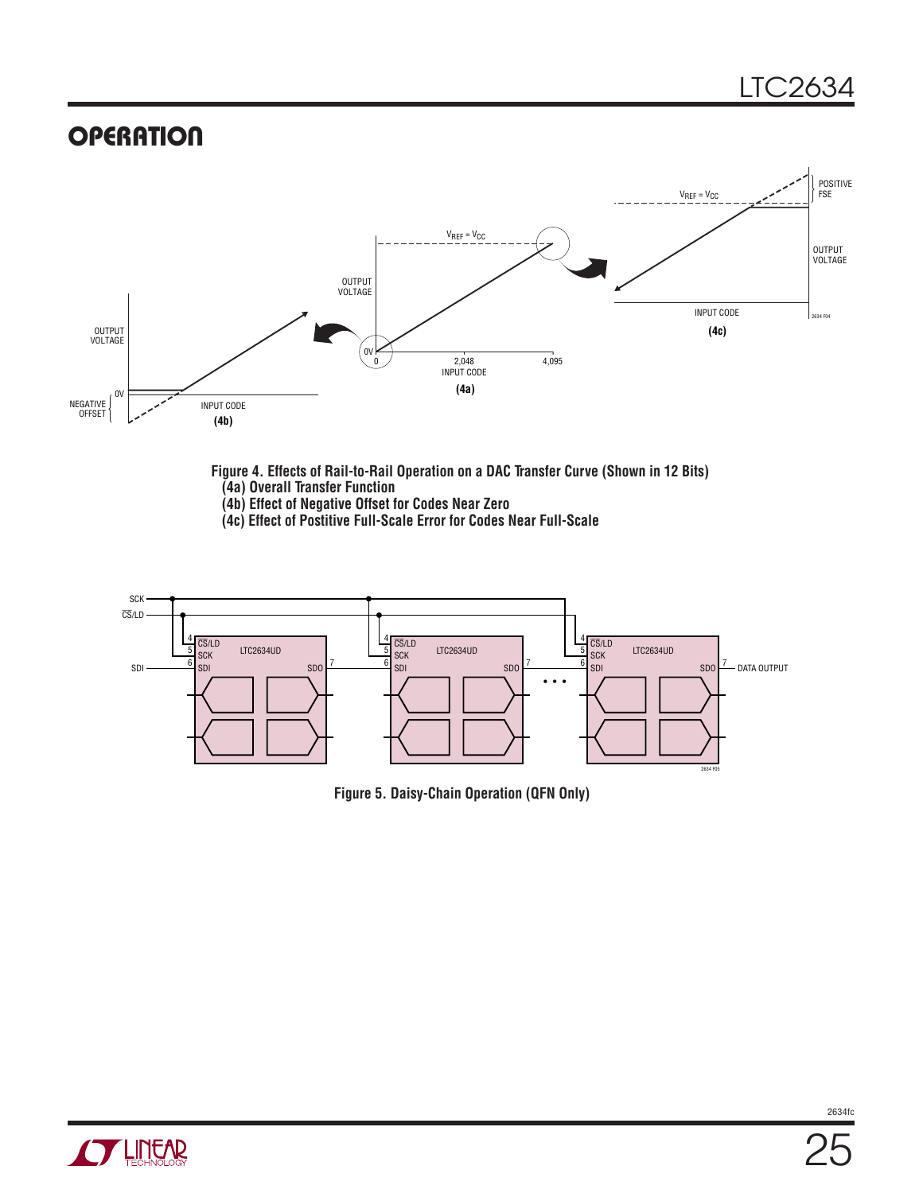## OPERATION

Figure 4. Effects of Rail-to-Rail Operation on a DAC Transfer Curve (Shown in 12 Bits)
(4a) Overall Transfer Function
(4b) Effect of Negative Offset for Codes Near Zero
(4c) Effect of Postitive Full-Scale Error for Codes Near Full-Scale

Figure 5. Daisy-Chain Operation (QFN Only)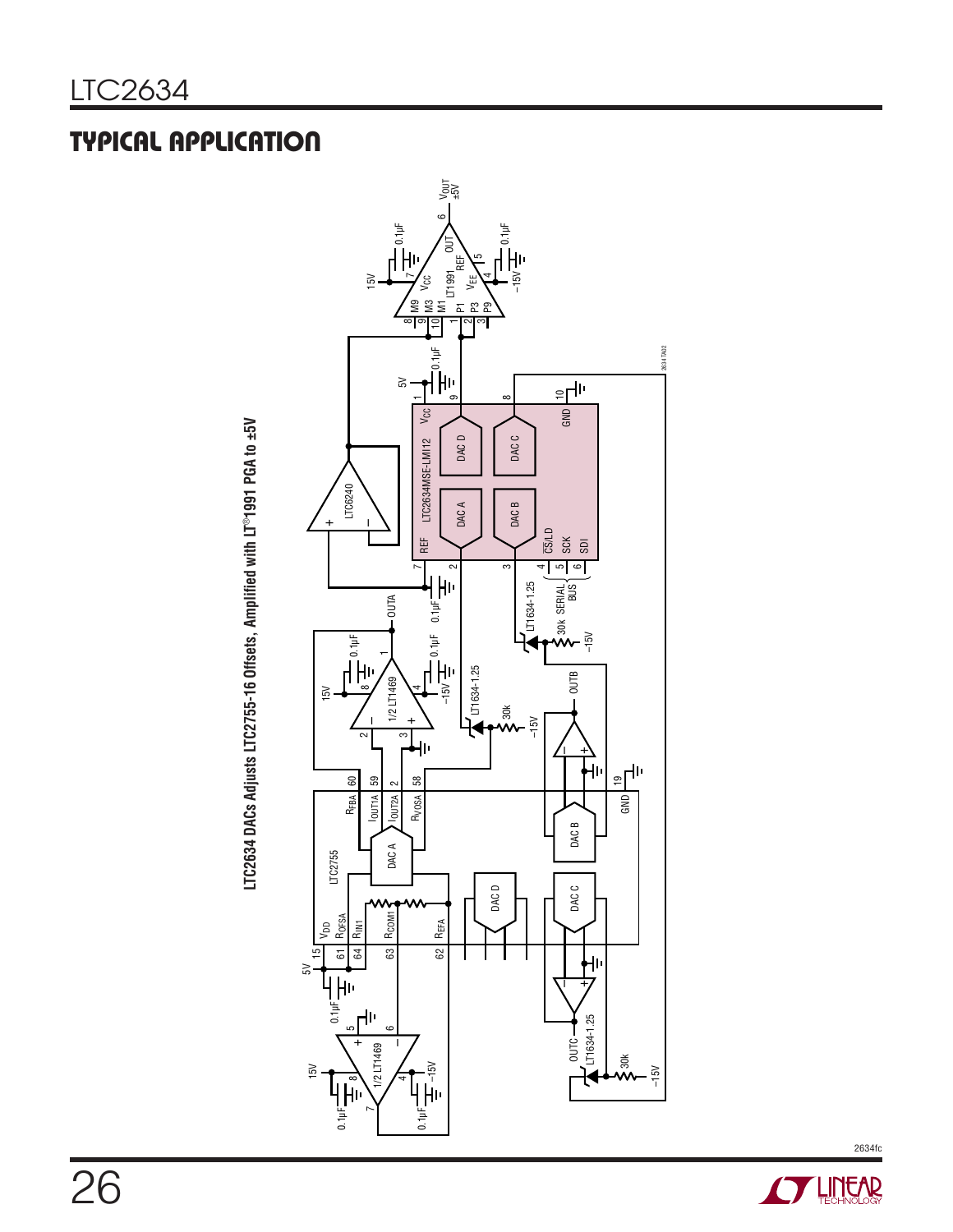## TYPICAL APPLICATION

**LTC2634 DACs Adjusts LTC2755-16 Offsets, Amplified with LT®1991 PGA to ±5V**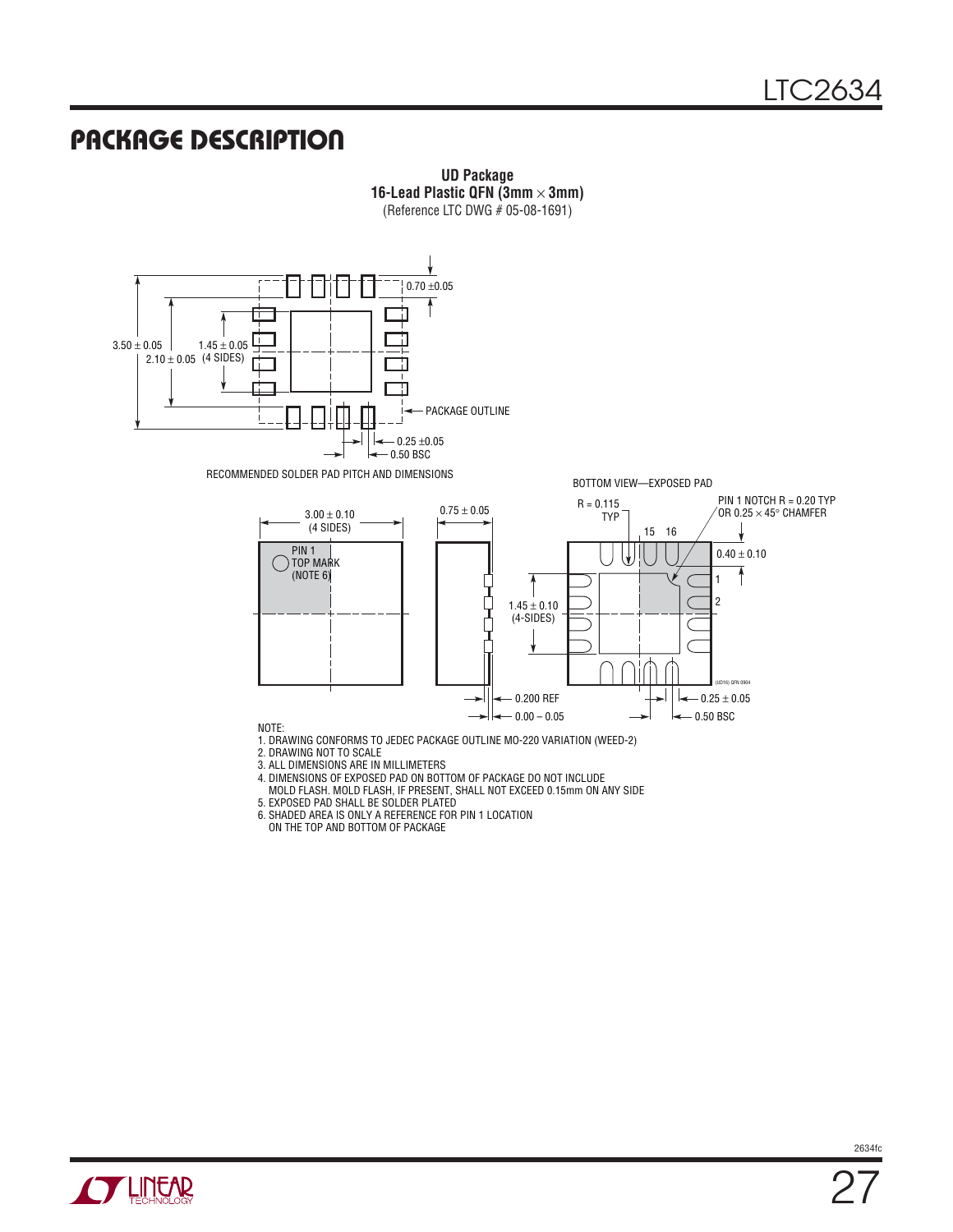## PACKAGE DESCRIPTION

**UD Package**
**16-Lead Plastic QFN (3mm × 3mm)**
(Reference LTC DWG # 05-08-1691)

0.70 ±0.05

3.50 ± 0.05

1.45 ± 0.05

2.10 ± 0.05 (4 SIDES)

PACKAGE OUTLINE

0.25 ±0.05

0.50 BSC

RECOMMENDED SOLDER PAD PITCH AND DIMENSIONS

BOTTOM VIEW—EXPOSED PAD

3.00 ± 0.10 (4 SIDES)

PIN 1 TOP MARK (NOTE 6)

0.75 ± 0.05

R = 0.115 TYP

PIN 1 NOTCH R = 0.20 TYP OR 0.25 × 45° CHAMFER

15 16

0.40 ± 0.10

1

2

1.45 ± 0.10 (4-SIDES)

(UD16) QFN 0904

0.200 REF

0.00 – 0.05

0.25 ± 0.05

0.50 BSC

NOTE:
1. DRAWING CONFORMS TO JEDEC PACKAGE OUTLINE MO-220 VARIATION (WEED-2)
2. DRAWING NOT TO SCALE
3. ALL DIMENSIONS ARE IN MILLIMETERS
4. DIMENSIONS OF EXPOSED PAD ON BOTTOM OF PACKAGE DO NOT INCLUDE MOLD FLASH. MOLD FLASH, IF PRESENT, SHALL NOT EXCEED 0.15mm ON ANY SIDE
5. EXPOSED PAD SHALL BE SOLDER PLATED
6. SHADED AREA IS ONLY A REFERENCE FOR PIN 1 LOCATION ON THE TOP AND BOTTOM OF PACKAGE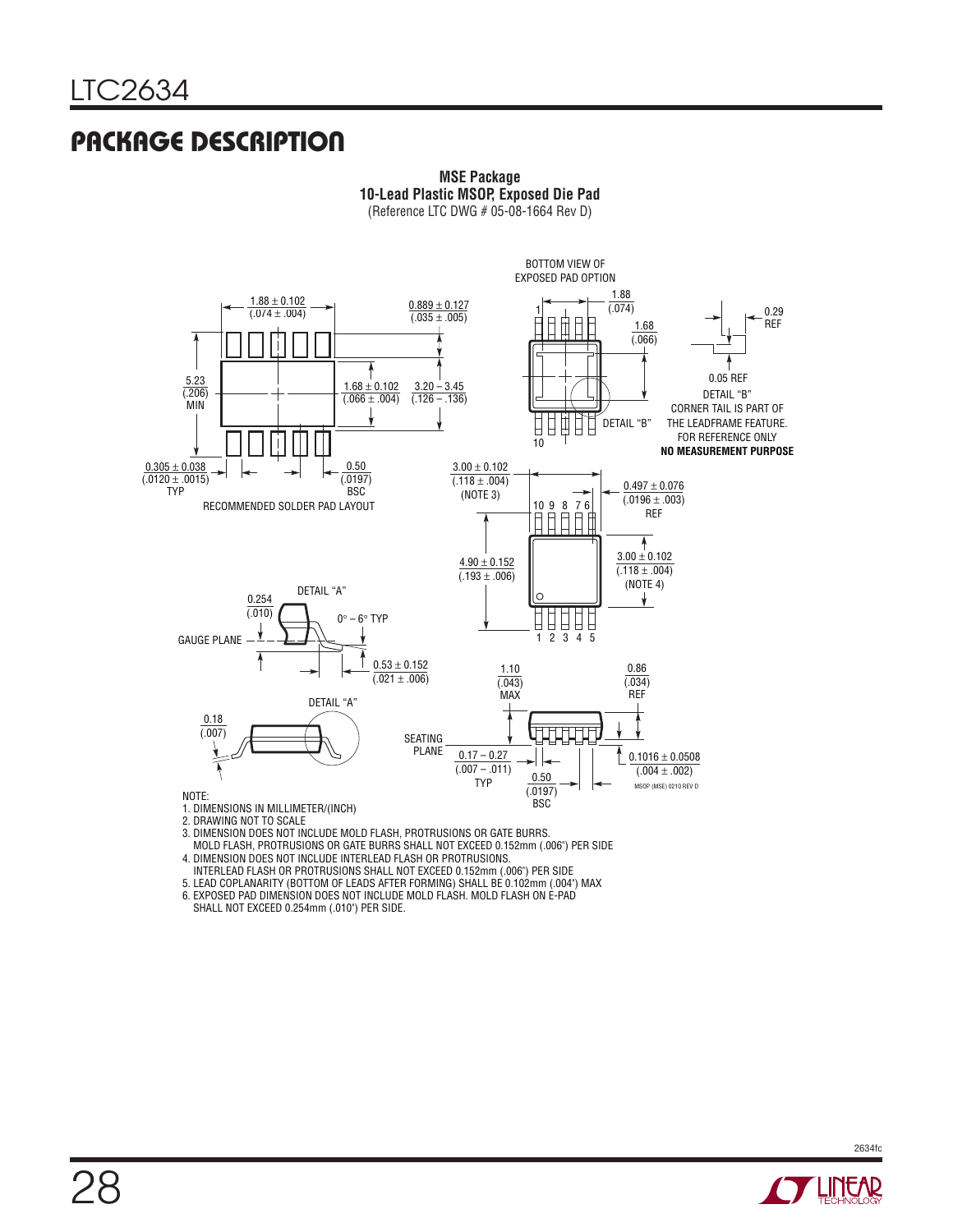## PACKAGE DESCRIPTION

**MSE Package**
**10-Lead Plastic MSOP, Exposed Die Pad**
(Reference LTC DWG # 05-08-1664 Rev D)

BOTTOM VIEW OF EXPOSED PAD OPTION

1.88 ± 0.102 (.074 ± .004)

0.889 ± 0.127 (.035 ± .005)

1.88 (.074)

0.29 REF

1.68 (.066)

5.23 (.206) MIN

1.68 ± 0.102 (.066 ± .004)

3.20 – 3.45 (.126 – .136)

0.05 REF

DETAIL "B"

DETAIL "B" CORNER TAIL IS PART OF THE LEADFRAME FEATURE. FOR REFERENCE ONLY

**NO MEASUREMENT PURPOSE**

0.305 ± 0.038 (.0120 ± .0015) TYP

0.50 (.0197) BSC

RECOMMENDED SOLDER PAD LAYOUT

3.00 ± 0.102 (.118 ± .004) (NOTE 3)

0.497 ± 0.076 (.0196 ± .003) REF

4.90 ± 0.152 (.193 ± .006)

3.00 ± 0.102 (.118 ± .004) (NOTE 4)

DETAIL "A"

0.254 (.010)

0° – 6° TYP

GAUGE PLANE

0.53 ± 0.152 (.021 ± .006)

DETAIL "A"

0.18 (.007)

1.10 (.043) MAX

0.86 (.034) REF

SEATING PLANE

0.17 – 0.27 (.007 – .011) TYP

0.50 (.0197) BSC

0.1016 ± 0.0508 (.004 ± .002)

MSOP (MSE) 0210 REV D

NOTE:
1. DIMENSIONS IN MILLIMETER/(INCH)
2. DRAWING NOT TO SCALE
3. DIMENSION DOES NOT INCLUDE MOLD FLASH, PROTRUSIONS OR GATE BURRS. MOLD FLASH, PROTRUSIONS OR GATE BURRS SHALL NOT EXCEED 0.152mm (.006") PER SIDE
4. DIMENSION DOES NOT INCLUDE INTERLEAD FLASH OR PROTRUSIONS. INTERLEAD FLASH OR PROTRUSIONS SHALL NOT EXCEED 0.152mm (.006") PER SIDE
5. LEAD COPLANARITY (BOTTOM OF LEADS AFTER FORMING) SHALL BE 0.102mm (.004") MAX
6. EXPOSED PAD DIMENSION DOES NOT INCLUDE MOLD FLASH. MOLD FLASH ON E-PAD SHALL NOT EXCEED 0.254mm (.010") PER SIDE.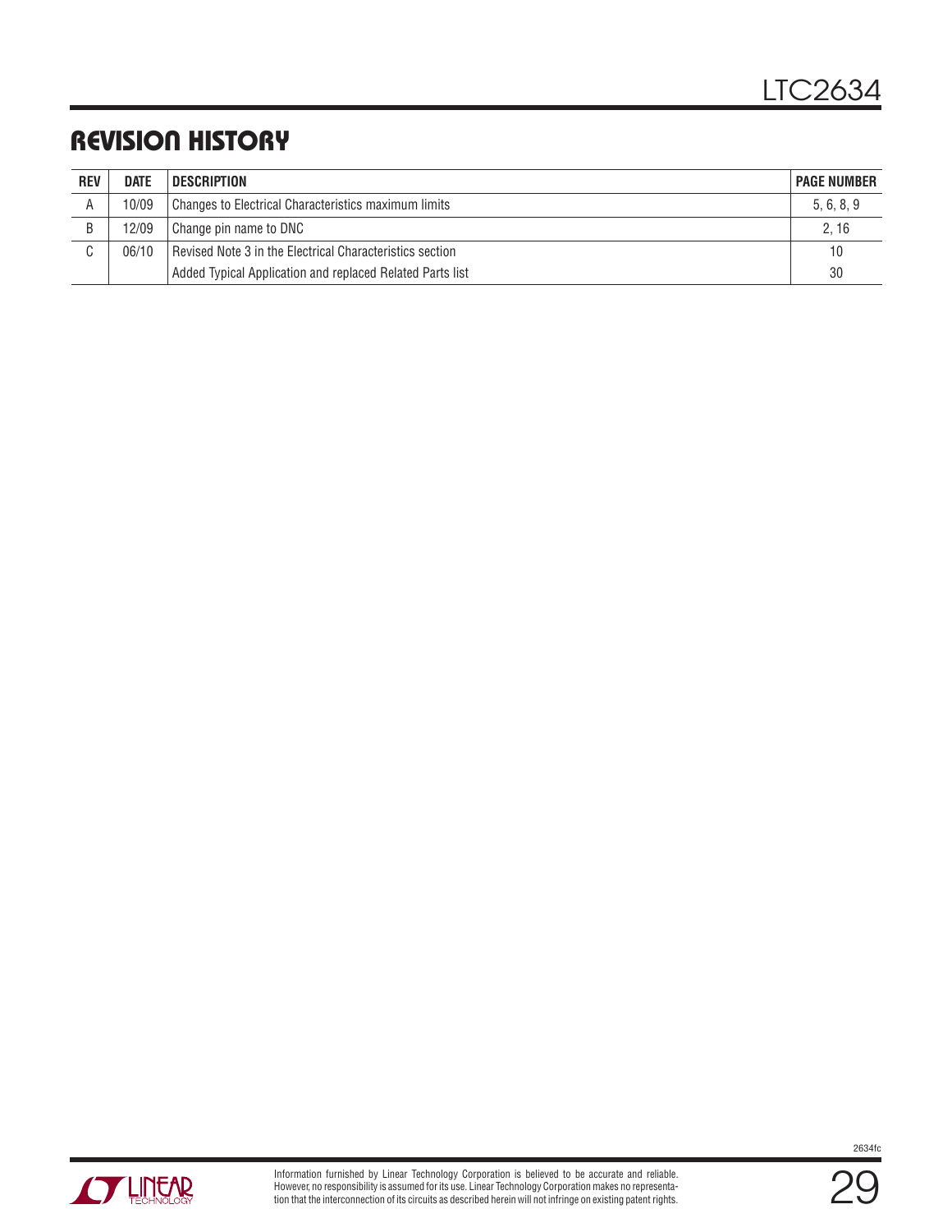## REVISION HISTORY

| REV | DATE | DESCRIPTION | PAGE NUMBER |
|---|---|---|---|
| A | 10/09 | Changes to Electrical Characteristics maximum limits | 5, 6, 8, 9 |
| B | 12/09 | Change pin name to DNC | 2, 16 |
| C | 06/10 | Revised Note 3 in the Electrical Characteristics section | 10 |
| | | Added Typical Application and replaced Related Parts list | 30 |

Information furnished by Linear Technology Corporation is believed to be accurate and reliable. However, no responsibility is assumed for its use. Linear Technology Corporation makes no representation that the interconnection of its circuits as described herein will not infringe on existing patent rights.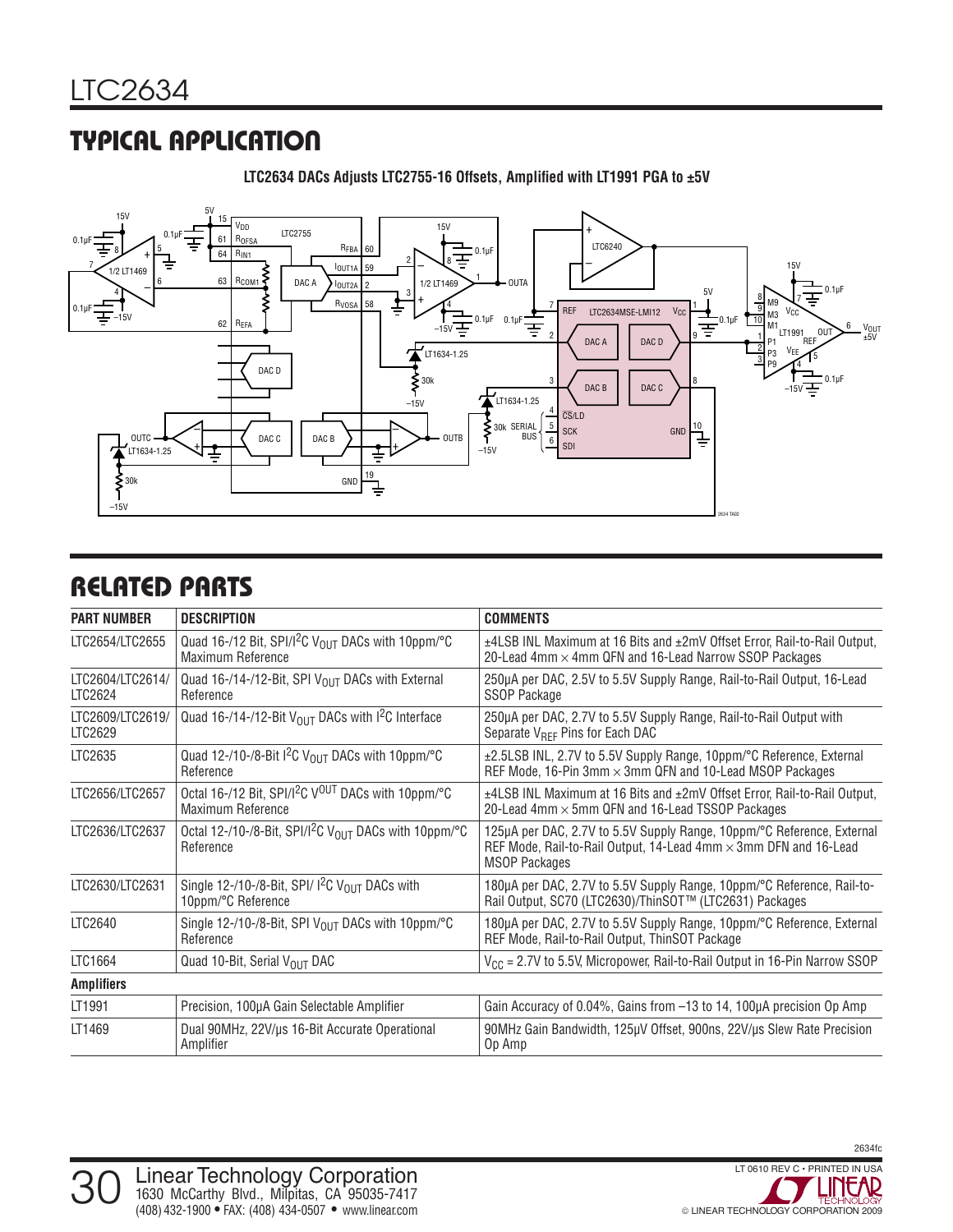## TYPICAL APPLICATION

**LTC2634 DACs Adjusts LTC2755-16 Offsets, Amplified with LT1991 PGA to ±5V**

15V
0.1µF
8
+
7
1/2 LT1469
4
0.1µF
–15V
5
6
–
0.1µF
5V
15
61
64
63
62
$V_{DD}$
$R_{OFSA}$
$R_{IN1}$
$R_{COM1}$
$R_{EFA}$
LTC2755
DAC A
$R_{FBA}$
$I_{OUT1A}$
$I_{OUT2A}$
$R_{VOSA}$
60
59
2
58
15V
0.1µF
2
8
1/2 LT1469
1
OUTA
3
4
0.1µF
–15V
LT1634-1.25
30k
–15V
DAC D
OUTC
LT1634-1.25
30k
–15V
DAC C
DAC B
OUTB
GND
19
LTC6240
7
0.1µF
2
3
REF
LTC2634MSE-LMI12
$V_{CC}$
DAC A
DAC D
DAC B
DAC C
1
9
8
5V
0.1µF
LT1634-1.25
30k
–15V
SERIAL BUS
4
5
6
$\overline{CS}/LD$
SCK
SDI
GND
10
15V
0.1µF
8
9
10
1
2
3
M9
M3
M1
P1
P3
P9
7
$V_{CC}$
LT1991
OUT
REF
$V_{EE}$
6
$V_{OUT}$
±5V
4
5
0.1µF
–15V
2634 TA02

## RELATED PARTS

| PART NUMBER | DESCRIPTION | COMMENTS |
|---|---|---|
| LTC2654/LTC2655 | Quad 16-/12 Bit, SPI/I²C $V_{OUT}$ DACs with 10ppm/°C Maximum Reference | ±4LSB INL Maximum at 16 Bits and ±2mV Offset Error, Rail-to-Rail Output, 20-Lead 4mm × 4mm QFN and 16-Lead Narrow SSOP Packages |
| LTC2604/LTC2614/ LTC2624 | Quad 16-/14-/12-Bit, SPI $V_{OUT}$ DACs with External Reference | 250µA per DAC, 2.5V to 5.5V Supply Range, Rail-to-Rail Output, 16-Lead SSOP Package |
| LTC2609/LTC2619/ LTC2629 | Quad 16-/14-/12-Bit $V_{OUT}$ DACs with I²C Interface | 250µA per DAC, 2.7V to 5.5V Supply Range, Rail-to-Rail Output with Separate $V_{REF}$ Pins for Each DAC |
| LTC2635 | Quad 12-/10-/8-Bit I²C $V_{OUT}$ DACs with 10ppm/°C Reference | ±2.5LSB INL, 2.7V to 5.5V Supply Range, 10ppm/°C Reference, External REF Mode, 16-Pin 3mm × 3mm QFN and 10-Lead MSOP Packages |
| LTC2656/LTC2657 | Octal 16-/12 Bit, SPI/I²C $V^{OUT}$ DACs with 10ppm/°C Maximum Reference | ±4LSB INL Maximum at 16 Bits and ±2mV Offset Error, Rail-to-Rail Output, 20-Lead 4mm × 5mm QFN and 16-Lead TSSOP Packages |
| LTC2636/LTC2637 | Octal 12-/10-/8-Bit, SPI/I²C $V_{OUT}$ DACs with 10ppm/°C Reference | 125µA per DAC, 2.7V to 5.5V Supply Range, 10ppm/°C Reference, External REF Mode, Rail-to-Rail Output, 14-Lead 4mm × 3mm DFN and 16-Lead MSOP Packages |
| LTC2630/LTC2631 | Single 12-/10-/8-Bit, SPI/ I²C $V_{OUT}$ DACs with 10ppm/°C Reference | 180µA per DAC, 2.7V to 5.5V Supply Range, 10ppm/°C Reference, Rail-to-Rail Output, SC70 (LTC2630)/ThinSOT™ (LTC2631) Packages |
| LTC2640 | Single 12-/10-/8-Bit, SPI $V_{OUT}$ DACs with 10ppm/°C Reference | 180µA per DAC, 2.7V to 5.5V Supply Range, 10ppm/°C Reference, External REF Mode, Rail-to-Rail Output, ThinSOT Package |
| LTC1664 | Quad 10-Bit, Serial $V_{OUT}$ DAC | $V_{CC}$ = 2.7V to 5.5V, Micropower, Rail-to-Rail Output in 16-Pin Narrow SSOP |
| **Amplifiers** | | |
| LT1991 | Precision, 100µA Gain Selectable Amplifier | Gain Accuracy of 0.04%, Gains from –13 to 14, 100µA precision Op Amp |
| LT1469 | Dual 90MHz, 22V/µs 16-Bit Accurate Operational Amplifier | 90MHz Gain Bandwidth, 125µV Offset, 900ns, 22V/µs Slew Rate Precision Op Amp |

Linear Technology Corporation
1630 McCarthy Blvd., Milpitas, CA 95035-7417
(408) 432-1900 • FAX: (408) 434-0507 • www.linear.com

LT 0610 REV C • PRINTED IN USA
© LINEAR TECHNOLOGY CORPORATION 2009